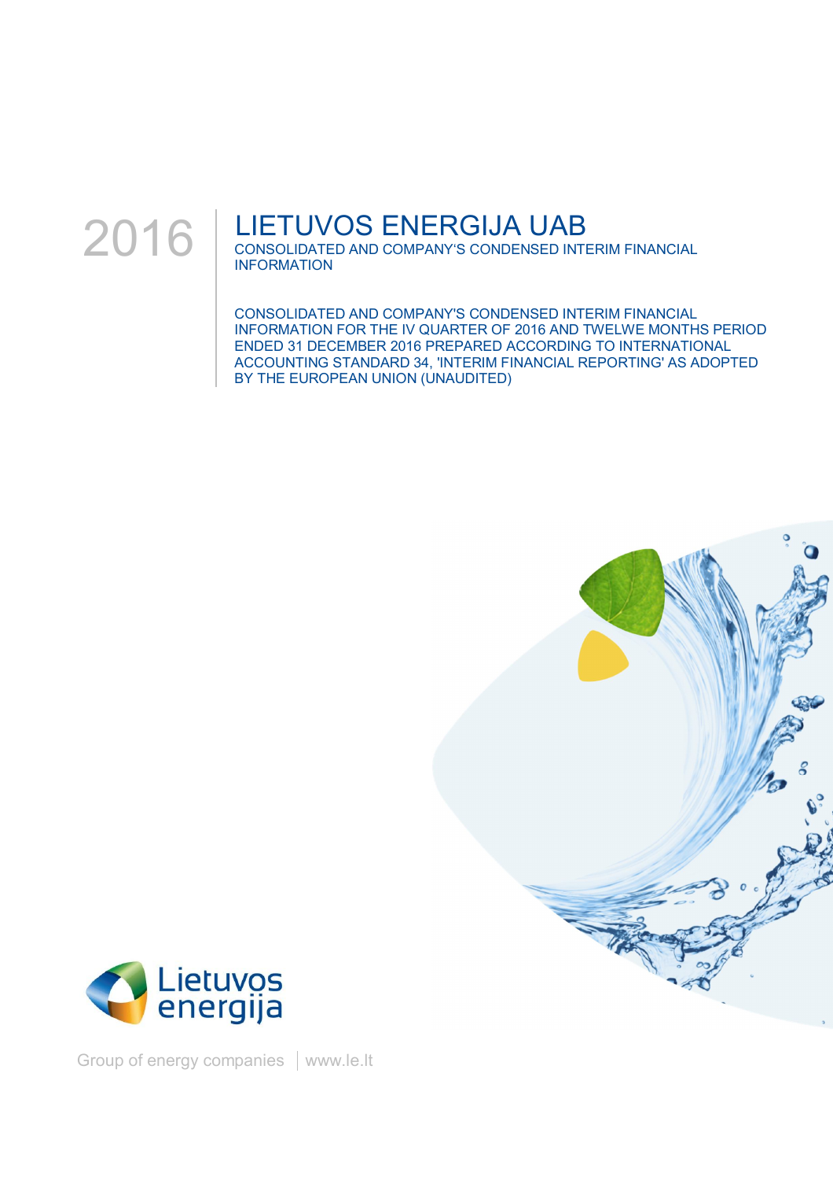2016

# LIETUVOS ENERGIJA UAB

CONSOLIDATED AND COMPANY'S CONDENSED INTERIM FINANCIAL INFORMATION

CONSOLIDATED AND COMPANY'S CONDENSED INTERIM FINANCIAL INFORMATION FOR THE IV QUARTER OF 2016 AND TWELWE MONTHS PERIOD ENDED 31 DECEMBER 2016 PREPARED ACCORDING TO INTERNATIONAL ACCOUNTING STANDARD 34, 'INTERIM FINANCIAL REPORTING' AS ADOPTED BY THE EUROPEAN UNION (UNAUDITED)

Lietuvos energija

Group of energy companies | www.le.lt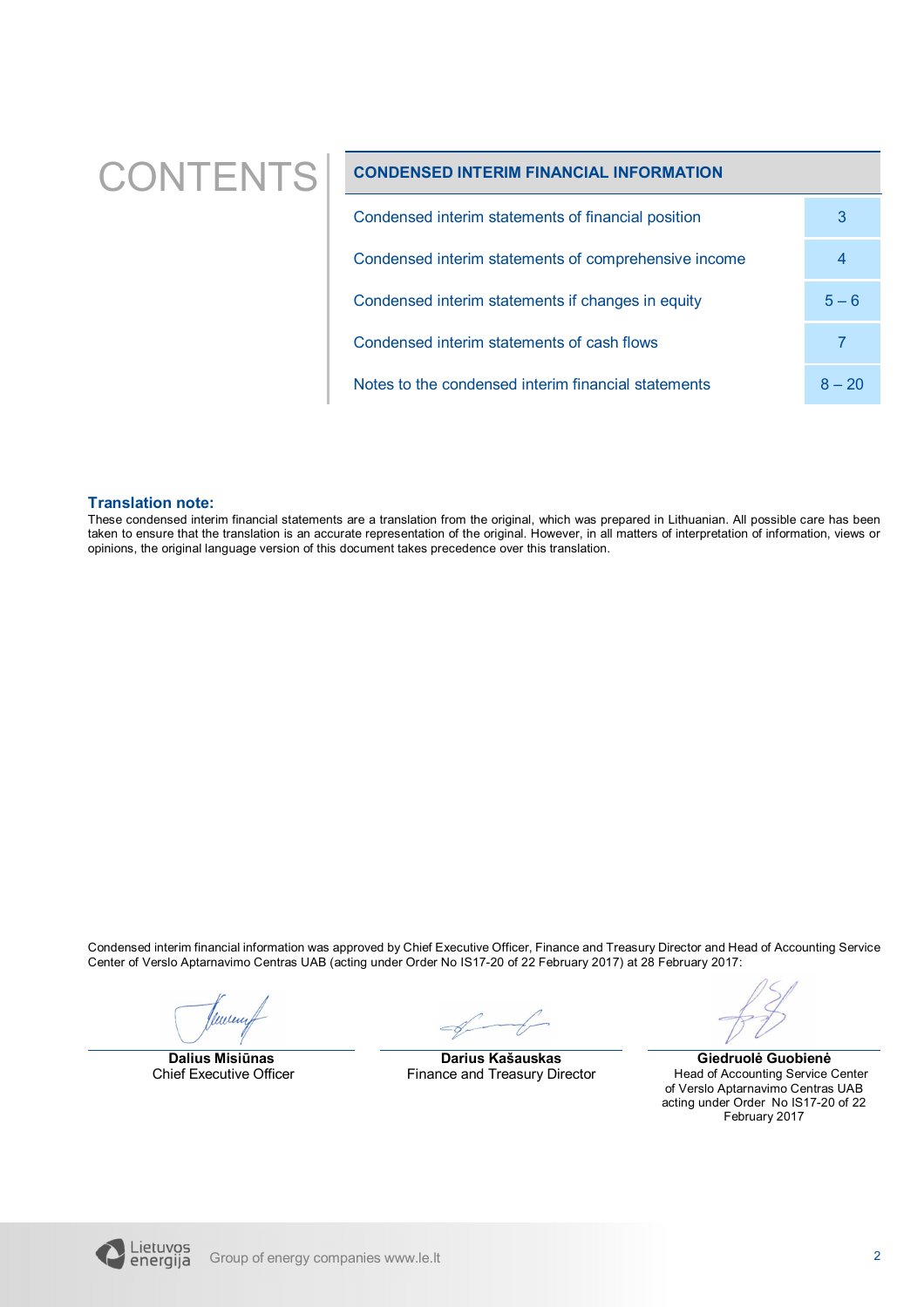# CONTENTS

| CONDENSED INTERIM FINANCIAL INFORMATION | |
|---|---|
| Condensed interim statements of financial position | 3 |
| Condensed interim statements of comprehensive income | 4 |
| Condensed interim statements if changes in equity | 5 – 6 |
| Condensed interim statements of cash flows | 7 |
| Notes to the condensed interim financial statements | 8 – 20 |

**Translation note:**
These condensed interim financial statements are a translation from the original, which was prepared in Lithuanian. All possible care has been taken to ensure that the translation is an accurate representation of the original. However, in all matters of interpretation of information, views or opinions, the original language version of this document takes precedence over this translation.

Condensed interim financial information was approved by Chief Executive Officer, Finance and Treasury Director and Head of Accounting Service Center of Verslo Aptarnavimo Centras UAB (acting under Order No IS17-20 of 22 February 2017) at 28 February 2017:

| **Dalius Misiūnas** | **Darius Kašauskas** | **Giedruolė Guobienė** |
|---|---|---|
| Chief Executive Officer | Finance and Treasury Director | Head of Accounting Service Center of Verslo Aptarnavimo Centras UAB acting under Order No IS17-20 of 22 February 2017 |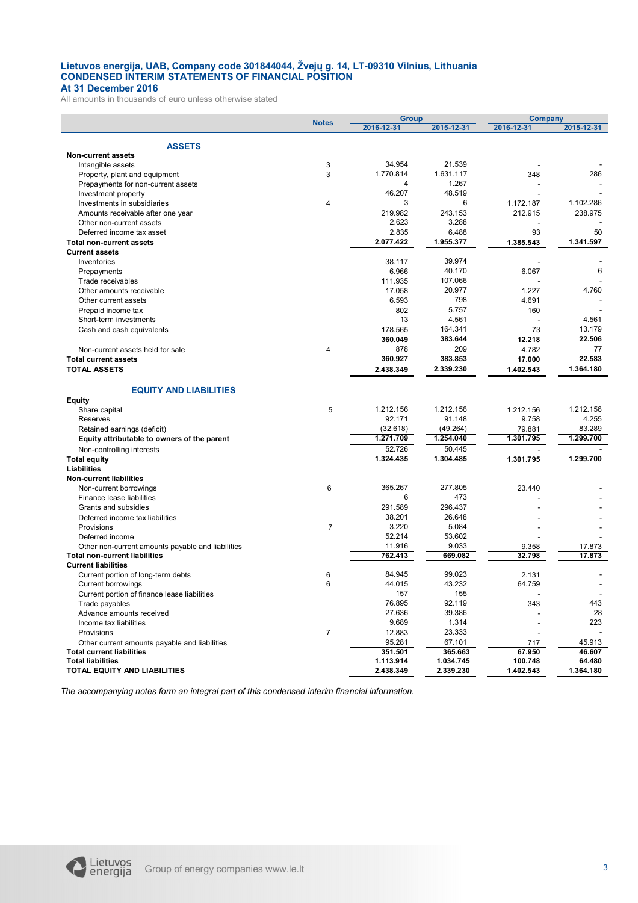# Lietuvos energija, UAB, Company code 301844044, Žvejų g. 14, LT-09310 Vilnius, Lithuania
## CONDENSED INTERIM STATEMENTS OF FINANCIAL POSITION
### At 31 December 2016

All amounts in thousands of euro unless otherwise stated

| | Notes | Group | | Company | |
|---|---|---|---|---|---|
| | | 2016-12-31 | 2015-12-31 | 2016-12-31 | 2015-12-31 |
| **ASSETS** | | | | | |
| **Non-current assets** | | | | | |
| Intangible assets | 3 | 34.954 | 21.539 | - | - |
| Property, plant and equipment | 3 | 1.770.814 | 1.631.117 | 348 | 286 |
| Prepayments for non-current assets | | 4 | 1.267 | - | - |
| Investment property | | 46.207 | 48.519 | - | - |
| Investments in subsidiaries | 4 | 3 | 6 | 1.172.187 | 1.102.286 |
| Amounts receivable after one year | | 219.982 | 243.153 | 212.915 | 238.975 |
| Other non-current assets | | 2.623 | 3.288 | - | - |
| Deferred income tax asset | | 2.835 | 6.488 | 93 | 50 |
| **Total non-current assets** | | 2.077.422 | 1.955.377 | 1.385.543 | 1.341.597 |
| **Current assets** | | | | | |
| Inventories | | 38.117 | 39.974 | - | - |
| Prepayments | | 6.966 | 40.170 | 6.067 | 6 |
| Trade receivables | | 111.935 | 107.066 | - | - |
| Other amounts receivable | | 17.058 | 20.977 | 1.227 | 4.760 |
| Other current assets | | 6.593 | 798 | 4.691 | - |
| Prepaid income tax | | 802 | 5.757 | 160 | - |
| Short-term investments | | 13 | 4.561 | - | 4.561 |
| Cash and cash equivalents | | 178.565 | 164.341 | 73 | 13.179 |
| | | 360.049 | 383.644 | 12.218 | 22.506 |
| Non-current assets held for sale | 4 | 878 | 209 | 4.782 | 77 |
| **Total current assets** | | 360.927 | 383.853 | 17.000 | 22.583 |
| **TOTAL ASSETS** | | 2.438.349 | 2.339.230 | 1.402.543 | 1.364.180 |
| **EQUITY AND LIABILITIES** | | | | | |
| **Equity** | | | | | |
| Share capital | 5 | 1.212.156 | 1.212.156 | 1.212.156 | 1.212.156 |
| Reserves | | 92.171 | 91.148 | 9.758 | 4.255 |
| Retained earnings (deficit) | | (32.618) | (49.264) | 79.881 | 83.289 |
| **Equity attributable to owners of the parent** | | 1.271.709 | 1.254.040 | 1.301.795 | 1.299.700 |
| Non-controlling interests | | 52.726 | 50.445 | - | - |
| **Total equity** | | 1.324.435 | 1.304.485 | 1.301.795 | 1.299.700 |
| **Liabilities** | | | | | |
| **Non-current liabilities** | | | | | |
| Non-current borrowings | 6 | 365.267 | 277.805 | 23.440 | - |
| Finance lease liabilities | | 6 | 473 | - | - |
| Grants and subsidies | | 291.589 | 296.437 | - | - |
| Deferred income tax liabilities | | 38.201 | 26.648 | - | - |
| Provisions | 7 | 3.220 | 5.084 | - | - |
| Deferred income | | 52.214 | 53.602 | - | - |
| Other non-current amounts payable and liabilities | | 11.916 | 9.033 | 9.358 | 17.873 |
| **Total non-current liabilities** | | 762.413 | 669.082 | 32.798 | 17.873 |
| **Current liabilities** | | | | | |
| Current portion of long-term debts | 6 | 84.945 | 99.023 | 2.131 | - |
| Current borrowings | 6 | 44.015 | 43.232 | 64.759 | - |
| Current portion of finance lease liabilities | | 157 | 155 | - | - |
| Trade payables | | 76.895 | 92.119 | 343 | 443 |
| Advance amounts received | | 27.636 | 39.386 | - | 28 |
| Income tax liabilities | | 9.689 | 1.314 | - | 223 |
| Provisions | 7 | 12.883 | 23.333 | - | - |
| Other current amounts payable and liabilities | | 95.281 | 67.101 | 717 | 45.913 |
| **Total current liabilities** | | 351.501 | 365.663 | 67.950 | 46.607 |
| **Total liabilities** | | 1.113.914 | 1.034.745 | 100.748 | 64.480 |
| **TOTAL EQUITY AND LIABILITIES** | | 2.438.349 | 2.339.230 | 1.402.543 | 1.364.180 |

*The accompanying notes form an integral part of this condensed interim financial information.*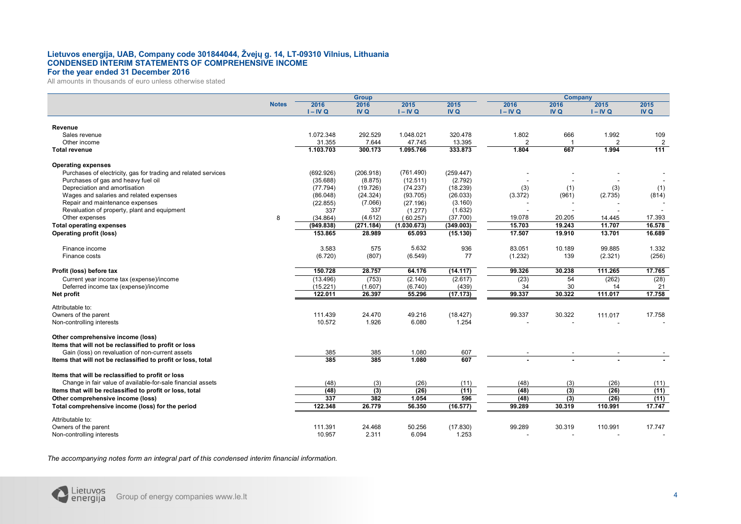**Lietuvos energija, UAB, Company code 301844044, Žvejų g. 14, LT-09310 Vilnius, Lithuania**
**CONDENSED INTERIM STATEMENTS OF COMPREHENSIVE INCOME**
**For the year ended 31 December 2016**

All amounts in thousands of euro unless otherwise stated

| | Notes | Group | | | | Company | | | |
|---|---|---|---|---|---|---|---|---|---|
| | | 2016 I – IV Q | 2016 IV Q | 2015 I – IV Q | 2015 IV Q | 2016 I – IV Q | 2016 IV Q | 2015 I – IV Q | 2015 IV Q |
| **Revenue** | | | | | | | | | |
| Sales revenue | | 1.072.348 | 292.529 | 1.048.021 | 320.478 | 1.802 | 666 | 1.992 | 109 |
| Other income | | 31.355 | 7.644 | 47.745 | 13.395 | 2 | 1 | 2 | 2 |
| **Total revenue** | | **1.103.703** | **300.173** | **1.095.766** | **333.873** | **1.804** | **667** | **1.994** | **111** |
| **Operating expenses** | | | | | | | | | |
| Purchases of electricity, gas for trading and related services | | (692.926) | (206.918) | (761.490) | (259.447) | - | - | - | - |
| Purchases of gas and heavy fuel oil | | (35.688) | (8.875) | (12.511) | (2.792) | - | - | - | - |
| Depreciation and amortisation | | (77.794) | (19.726) | (74.237) | (18.239) | (3) | (1) | (3) | (1) |
| Wages and salaries and related expenses | | (86.048) | (24.324) | (93.705) | (26.033) | (3.372) | (961) | (2.735) | (814) |
| Repair and maintenance expenses | | (22.855) | (7.066) | (27.196) | (3.160) | - | - | - | - |
| Revaluation of property, plant and equipment | | 337 | 337 | (1.277) | (1.632) | - | - | - | - |
| Other expenses | 8 | (34.864) | (4.612) | (60.257) | (37.700) | 19.078 | 20.205 | 14.445 | 17.393 |
| **Total operating expenses** | | **(949.838)** | **(271.184)** | **(1.030.673)** | **(349.003)** | **15.703** | **19.243** | **11.707** | **16.578** |
| **Operating profit (loss)** | | **153.865** | **28.989** | **65.093** | **(15.130)** | **17.507** | **19.910** | **13.701** | **16.689** |
| Finance income | | 3.583 | 575 | 5.632 | 936 | 83.051 | 10.189 | 99.885 | 1.332 |
| Finance costs | | (6.720) | (807) | (6.549) | 77 | (1.232) | 139 | (2.321) | (256) |
| **Profit (loss) before tax** | | **150.728** | **28.757** | **64.176** | **(14.117)** | **99.326** | **30.238** | **111.265** | **17.765** |
| Current year income tax (expense)/income | | (13.496) | (753) | (2.140) | (2.617) | (23) | 54 | (262) | (28) |
| Deferred income tax (expense)/income | | (15.221) | (1.607) | (6.740) | (439) | 34 | 30 | 14 | 21 |
| **Net profit** | | **122.011** | **26.397** | **55.296** | **(17.173)** | **99.337** | **30.322** | **111.017** | **17.758** |
| Attributable to: | | | | | | | | | |
| Owners of the parent | | 111.439 | 24.470 | 49.216 | (18.427) | 99.337 | 30.322 | 111.017 | 17.758 |
| Non-controlling interests | | 10.572 | 1.926 | 6.080 | 1.254 | - | - | - | - |
| **Other comprehensive income (loss)** | | | | | | | | | |
| **Items that will not be reclassified to profit or loss** | | | | | | | | | |
| Gain (loss) on revaluation of non-current assets | | 385 | 385 | 1.080 | 607 | - | - | - | - |
| **Items that will not be reclassified to profit or loss, total** | | **385** | **385** | **1.080** | **607** | **-** | **-** | **-** | **-** |
| **Items that will be reclassified to profit or loss** | | | | | | | | | |
| Change in fair value of available-for-sale financial assets | | (48) | (3) | (26) | (11) | (48) | (3) | (26) | (11) |
| **Items that will be reclassified to profit or loss, total** | | **(48)** | **(3)** | **(26)** | **(11)** | **(48)** | **(3)** | **(26)** | **(11)** |
| **Other comprehensive income (loss)** | | **337** | **382** | **1.054** | **596** | **(48)** | **(3)** | **(26)** | **(11)** |
| **Total comprehensive income (loss) for the period** | | **122.348** | **26.779** | **56.350** | **(16.577)** | **99.289** | **30.319** | **110.991** | **17.747** |
| Attributable to: | | | | | | | | | |
| Owners of the parent | | 111.391 | 24.468 | 50.256 | (17.830) | 99.289 | 30.319 | 110.991 | 17.747 |
| Non-controlling interests | | 10.957 | 2.311 | 6.094 | 1.253 | - | - | - | - |

*The accompanying notes form an integral part of this condensed interim financial information.*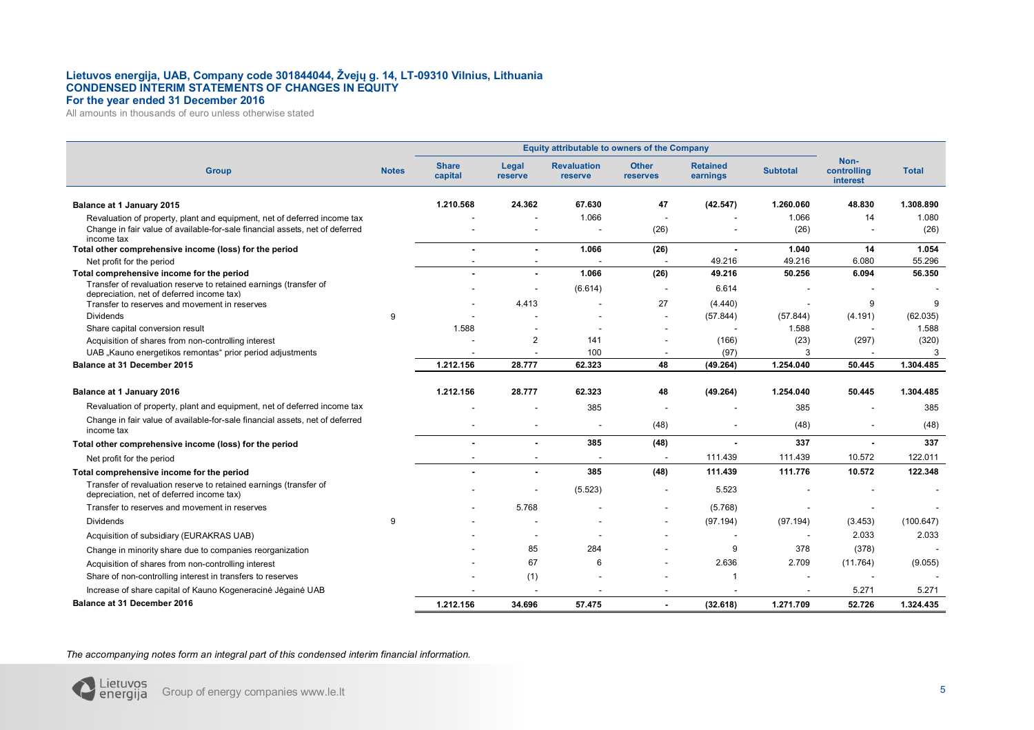**Lietuvos energija, UAB, Company code 301844044, Žvejų g. 14, LT-09310 Vilnius, Lithuania**
**CONDENSED INTERIM STATEMENTS OF CHANGES IN EQUITY**
**For the year ended 31 December 2016**
All amounts in thousands of euro unless otherwise stated

| Group | Notes | Equity attributable to owners of the Company | | | | | | Non-controlling interest | Total |
|---|---|---|---|---|---|---|---|---|---|
| | | Share capital | Legal reserve | Revaluation reserve | Other reserves | Retained earnings | Subtotal | | |
| **Balance at 1 January 2015** | | **1.210.568** | **24.362** | **67.630** | **47** | **(42.547)** | **1.260.060** | **48.830** | **1.308.890** |
| Revaluation of property, plant and equipment, net of deferred income tax | | - | - | 1.066 | - | - | 1.066 | 14 | 1.080 |
| Change in fair value of available-for-sale financial assets, net of deferred income tax | | - | - | - | (26) | - | (26) | - | (26) |
| **Total other comprehensive income (loss) for the period** | | **-** | **-** | **1.066** | **(26)** | **-** | **1.040** | **14** | **1.054** |
| Net profit for the period | | - | - | - | - | 49.216 | 49.216 | 6.080 | 55.296 |
| **Total comprehensive income for the period** | | **-** | **-** | **1.066** | **(26)** | **49.216** | **50.256** | **6.094** | **56.350** |
| Transfer of revaluation reserve to retained earnings (transfer of depreciation, net of deferred income tax) | | - | - | (6.614) | - | 6.614 | - | - | - |
| Transfer to reserves and movement in reserves | | - | 4.413 | - | 27 | (4.440) | - | 9 | 9 |
| Dividends | 9 | - | - | - | - | (57.844) | (57.844) | (4.191) | (62.035) |
| Share capital conversion result | | 1.588 | - | - | - | - | 1.588 | - | 1.588 |
| Acquisition of shares from non-controlling interest | | - | 2 | 141 | - | (166) | (23) | (297) | (320) |
| UAB „Kauno energetikos remontas" prior period adjustments | | - | - | 100 | - | (97) | 3 | - | 3 |
| **Balance at 31 December 2015** | | **1.212.156** | **28.777** | **62.323** | **48** | **(49.264)** | **1.254.040** | **50.445** | **1.304.485** |
| | | | | | | | | | |
| **Balance at 1 January 2016** | | **1.212.156** | **28.777** | **62.323** | **48** | **(49.264)** | **1.254.040** | **50.445** | **1.304.485** |
| Revaluation of property, plant and equipment, net of deferred income tax | | - | - | 385 | - | - | 385 | - | 385 |
| Change in fair value of available-for-sale financial assets, net of deferred income tax | | - | - | - | (48) | - | (48) | - | (48) |
| **Total other comprehensive income (loss) for the period** | | **-** | **-** | **385** | **(48)** | **-** | **337** | **-** | **337** |
| Net profit for the period | | - | - | - | - | 111.439 | 111.439 | 10.572 | 122.011 |
| **Total comprehensive income for the period** | | **-** | **-** | **385** | **(48)** | **111.439** | **111.776** | **10.572** | **122.348** |
| Transfer of revaluation reserve to retained earnings (transfer of depreciation, net of deferred income tax) | | - | - | (5.523) | - | 5.523 | - | - | - |
| Transfer to reserves and movement in reserves | | - | 5.768 | - | - | (5.768) | - | - | - |
| Dividends | 9 | - | - | - | - | (97.194) | (97.194) | (3.453) | (100.647) |
| Acquisition of subsidiary (EURAKRAS UAB) | | - | - | - | - | - | - | 2.033 | 2.033 |
| Change in minority share due to companies reorganization | | - | 85 | 284 | - | 9 | 378 | (378) | - |
| Acquisition of shares from non-controlling interest | | - | 67 | 6 | - | 2.636 | 2.709 | (11.764) | (9.055) |
| Share of non-controlling interest in transfers to reserves | | - | (1) | - | - | 1 | - | - | - |
| Increase of share capital of Kauno Kogeneracinė Jėgainė UAB | | - | - | - | - | - | - | 5.271 | 5.271 |
| **Balance at 31 December 2016** | | **1.212.156** | **34.696** | **57.475** | **-** | **(32.618)** | **1.271.709** | **52.726** | **1.324.435** |

*The accompanying notes form an integral part of this condensed interim financial information.*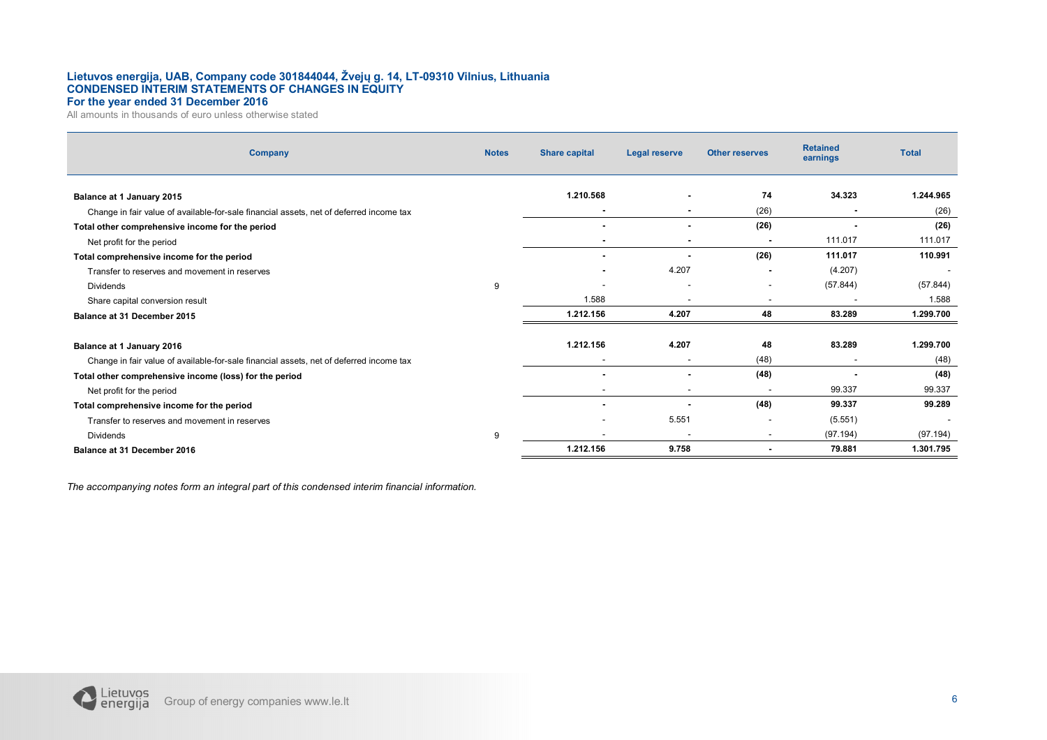**Lietuvos energija, UAB, Company code 301844044, Žvejų g. 14, LT-09310 Vilnius, Lithuania**
**CONDENSED INTERIM STATEMENTS OF CHANGES IN EQUITY**
**For the year ended 31 December 2016**
All amounts in thousands of euro unless otherwise stated

| Company | Notes | Share capital | Legal reserve | Other reserves | Retained earnings | Total |
|---|---|---|---|---|---|---|
| **Balance at 1 January 2015** | | **1.210.568** | **-** | **74** | **34.323** | **1.244.965** |
| Change in fair value of available-for-sale financial assets, net of deferred income tax | | - | - | (26) | - | (26) |
| **Total other comprehensive income for the period** | | **-** | **-** | **(26)** | **-** | **(26)** |
| Net profit for the period | | - | - | - | 111.017 | 111.017 |
| **Total comprehensive income for the period** | | **-** | **-** | **(26)** | **111.017** | **110.991** |
| Transfer to reserves and movement in reserves | | - | 4.207 | - | (4.207) | - |
| Dividends | 9 | - | - | - | (57.844) | (57.844) |
| Share capital conversion result | | 1.588 | - | - | - | 1.588 |
| **Balance at 31 December 2015** | | **1.212.156** | **4.207** | **48** | **83.289** | **1.299.700** |
| | | | | | | |
| **Balance at 1 January 2016** | | **1.212.156** | **4.207** | **48** | **83.289** | **1.299.700** |
| Change in fair value of available-for-sale financial assets, net of deferred income tax | | - | - | (48) | - | (48) |
| **Total other comprehensive income (loss) for the period** | | **-** | **-** | **(48)** | **-** | **(48)** |
| Net profit for the period | | - | - | - | 99.337 | 99.337 |
| **Total comprehensive income for the period** | | **-** | **-** | **(48)** | **99.337** | **99.289** |
| Transfer to reserves and movement in reserves | | - | 5.551 | - | (5.551) | - |
| Dividends | 9 | - | - | - | (97.194) | (97.194) |
| **Balance at 31 December 2016** | | **1.212.156** | **9.758** | **-** | **79.881** | **1.301.795** |

*The accompanying notes form an integral part of this condensed interim financial information.*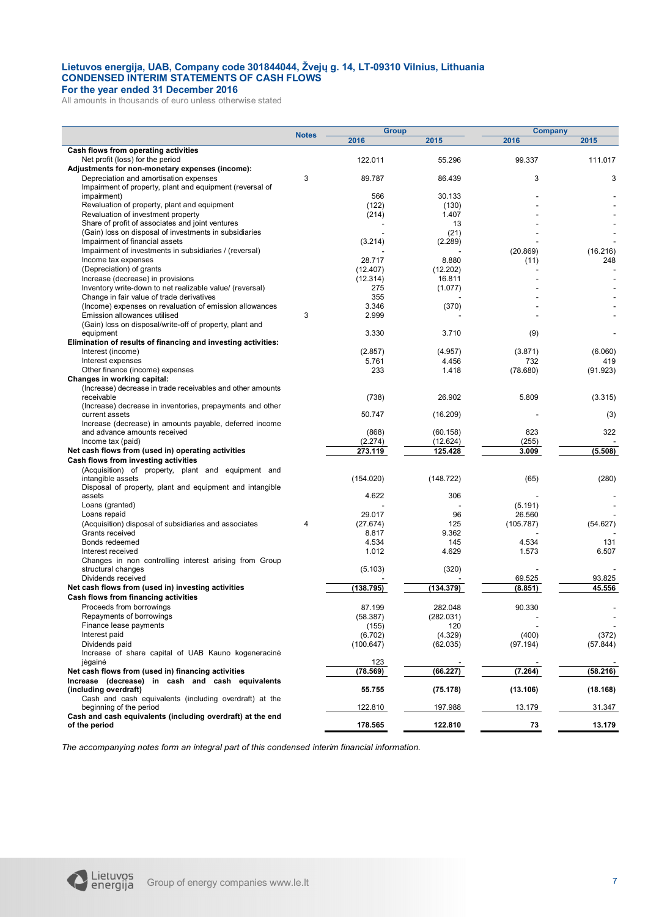**Lietuvos energija, UAB, Company code 301844044, Žvejų g. 14, LT-09310 Vilnius, Lithuania**
**CONDENSED INTERIM STATEMENTS OF CASH FLOWS**
**For the year ended 31 December 2016**

All amounts in thousands of euro unless otherwise stated

| | Notes | Group | | Company | |
|---|---|---|---|---|---|
| | | 2016 | 2015 | 2016 | 2015 |
| **Cash flows from operating activities** | | | | | |
| Net profit (loss) for the period | | 122.011 | 55.296 | 99.337 | 111.017 |
| **Adjustments for non-monetary expenses (income):** | | | | | |
| Depreciation and amortisation expenses | 3 | 89.787 | 86.439 | 3 | 3 |
| Impairment of property, plant and equipment (reversal of impairment) | | 566 | 30.133 | - | - |
| Revaluation of property, plant and equipment | | (122) | (130) | - | - |
| Revaluation of investment property | | (214) | 1.407 | - | - |
| Share of profit of associates and joint ventures | | - | 13 | - | - |
| (Gain) loss on disposal of investments in subsidiaries | | - | (21) | - | - |
| Impairment of financial assets | | (3.214) | (2.289) | - | - |
| Impairment of investments in subsidiaries / (reversal) | | - | - | (20.869) | (16.216) |
| Income tax expenses | | 28.717 | 8.880 | (11) | 248 |
| (Depreciation) of grants | | (12.407) | (12.202) | - | - |
| Increase (decrease) in provisions | | (12.314) | 16.811 | - | - |
| Inventory write-down to net realizable value/ (reversal) | | 275 | (1.077) | - | - |
| Change in fair value of trade derivatives | | 355 | - | - | - |
| (Income) expenses on revaluation of emission allowances | | 3.346 | (370) | - | - |
| Emission allowances utilised | 3 | 2.999 | - | - | - |
| (Gain) loss on disposal/write-off of property, plant and equipment | | 3.330 | 3.710 | (9) | - |
| **Elimination of results of financing and investing activities:** | | | | | |
| Interest (income) | | (2.857) | (4.957) | (3.871) | (6.060) |
| Interest expenses | | 5.761 | 4.456 | 732 | 419 |
| Other finance (income) expenses | | 233 | 1.418 | (78.680) | (91.923) |
| **Changes in working capital:** | | | | | |
| (Increase) decrease in trade receivables and other amounts receivable | | (738) | 26.902 | 5.809 | (3.315) |
| (Increase) decrease in inventories, prepayments and other current assets | | 50.747 | (16.209) | - | (3) |
| Increase (decrease) in amounts payable, deferred income and advance amounts received | | (868) | (60.158) | 823 | 322 |
| Income tax (paid) | | (2.274) | (12.624) | (255) | - |
| **Net cash flows from (used in) operating activities** | | **273.119** | **125.428** | **3.009** | **(5.508)** |
| **Cash flows from investing activities** | | | | | |
| (Acquisition) of property, plant and equipment and intangible assets | | (154.020) | (148.722) | (65) | (280) |
| Disposal of property, plant and equipment and intangible assets | | 4.622 | 306 | - | - |
| Loans (granted) | | - | - | (5.191) | - |
| Loans repaid | | 29.017 | 96 | 26.560 | - |
| (Acquisition) disposal of subsidiaries and associates | 4 | (27.674) | 125 | (105.787) | (54.627) |
| Grants received | | 8.817 | 9.362 | - | - |
| Bonds redeemed | | 4.534 | 145 | 4.534 | 131 |
| Interest received | | 1.012 | 4.629 | 1.573 | 6.507 |
| Changes in non controlling interest arising from Group structural changes | | (5.103) | (320) | - | - |
| Dividends received | | - | - | 69.525 | 93.825 |
| **Net cash flows from (used in) investing activities** | | **(138.795)** | **(134.379)** | **(8.851)** | **45.556** |
| **Cash flows from financing activities** | | | | | |
| Proceeds from borrowings | | 87.199 | 282.048 | 90.330 | - |
| Repayments of borrowings | | (58.387) | (282.031) | - | - |
| Finance lease payments | | (155) | 120 | - | - |
| Interest paid | | (6.702) | (4.329) | (400) | (372) |
| Dividends paid | | (100.647) | (62.035) | (97.194) | (57.844) |
| Increase of share capital of UAB Kauno kogeneracinė jėgainė | | 123 | - | - | - |
| **Net cash flows from (used in) financing activities** | | **(78.569)** | **(66.227)** | **(7.264)** | **(58.216)** |
| **Increase (decrease) in cash and cash equivalents (including overdraft)** | | **55.755** | **(75.178)** | **(13.106)** | **(18.168)** |
| Cash and cash equivalents (including overdraft) at the beginning of the period | | 122.810 | 197.988 | 13.179 | 31.347 |
| **Cash and cash equivalents (including overdraft) at the end of the period** | | **178.565** | **122.810** | **73** | **13.179** |

*The accompanying notes form an integral part of this condensed interim financial information.*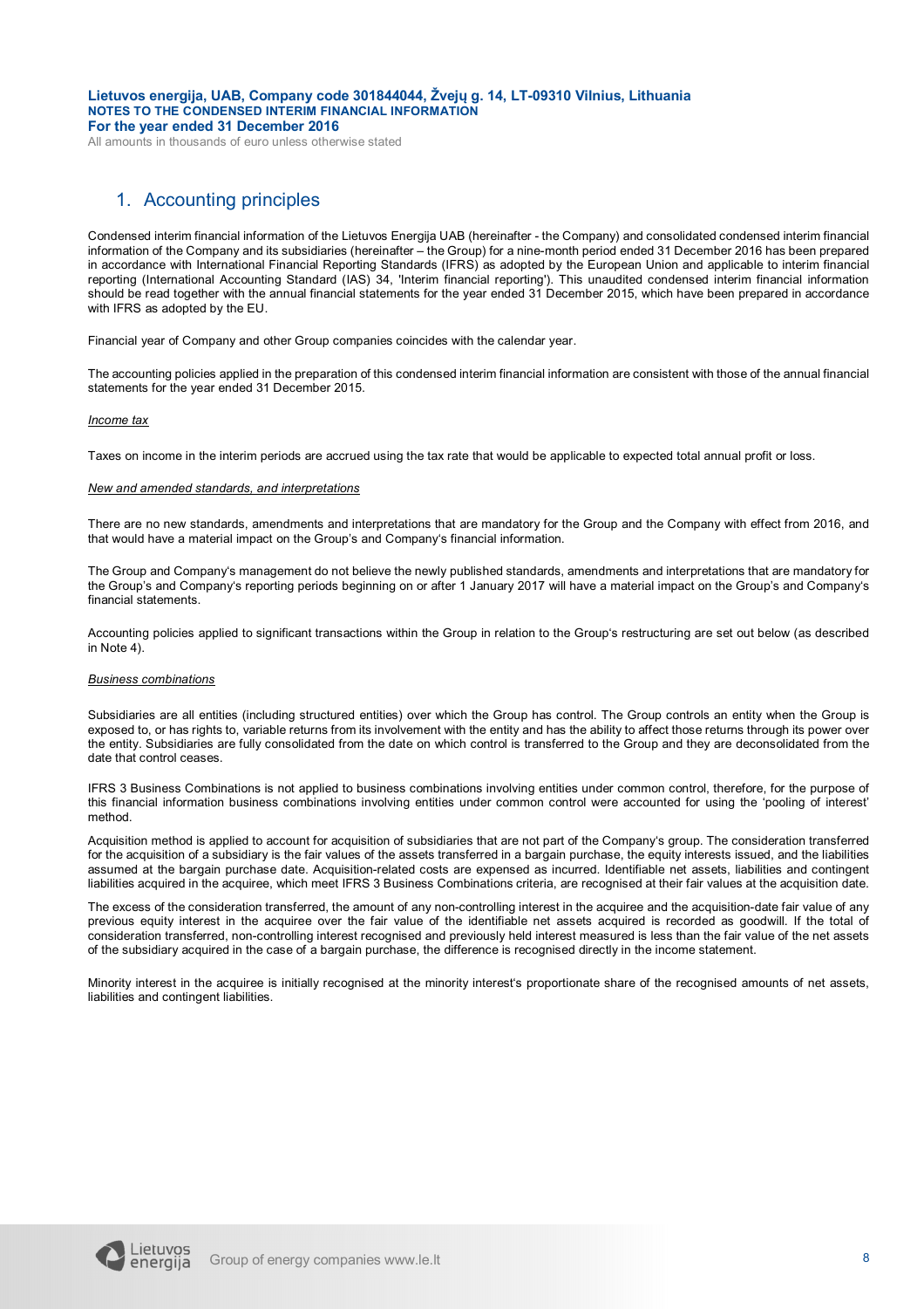## 1. Accounting principles

Condensed interim financial information of the Lietuvos Energija UAB (hereinafter - the Company) and consolidated condensed interim financial information of the Company and its subsidiaries (hereinafter – the Group) for a nine-month period ended 31 December 2016 has been prepared in accordance with International Financial Reporting Standards (IFRS) as adopted by the European Union and applicable to interim financial reporting (International Accounting Standard (IAS) 34, 'Interim financial reporting'). This unaudited condensed interim financial information should be read together with the annual financial statements for the year ended 31 December 2015, which have been prepared in accordance with IFRS as adopted by the EU.

Financial year of Company and other Group companies coincides with the calendar year.

The accounting policies applied in the preparation of this condensed interim financial information are consistent with those of the annual financial statements for the year ended 31 December 2015.

*Income tax*

Taxes on income in the interim periods are accrued using the tax rate that would be applicable to expected total annual profit or loss.

*New and amended standards, and interpretations*

There are no new standards, amendments and interpretations that are mandatory for the Group and the Company with effect from 2016, and that would have a material impact on the Group's and Company's financial information.

The Group and Company's management do not believe the newly published standards, amendments and interpretations that are mandatory for the Group's and Company's reporting periods beginning on or after 1 January 2017 will have a material impact on the Group's and Company's financial statements.

Accounting policies applied to significant transactions within the Group in relation to the Group's restructuring are set out below (as described in Note 4).

*Business combinations*

Subsidiaries are all entities (including structured entities) over which the Group has control. The Group controls an entity when the Group is exposed to, or has rights to, variable returns from its involvement with the entity and has the ability to affect those returns through its power over the entity. Subsidiaries are fully consolidated from the date on which control is transferred to the Group and they are deconsolidated from the date that control ceases.

IFRS 3 Business Combinations is not applied to business combinations involving entities under common control, therefore, for the purpose of this financial information business combinations involving entities under common control were accounted for using the 'pooling of interest' method.

Acquisition method is applied to account for acquisition of subsidiaries that are not part of the Company's group. The consideration transferred for the acquisition of a subsidiary is the fair values of the assets transferred in a bargain purchase, the equity interests issued, and the liabilities assumed at the bargain purchase date. Acquisition-related costs are expensed as incurred. Identifiable net assets, liabilities and contingent liabilities acquired in the acquiree, which meet IFRS 3 Business Combinations criteria, are recognised at their fair values at the acquisition date.

The excess of the consideration transferred, the amount of any non-controlling interest in the acquiree and the acquisition-date fair value of any previous equity interest in the acquiree over the fair value of the identifiable net assets acquired is recorded as goodwill. If the total of consideration transferred, non-controlling interest recognised and previously held interest measured is less than the fair value of the net assets of the subsidiary acquired in the case of a bargain purchase, the difference is recognised directly in the income statement.

Minority interest in the acquiree is initially recognised at the minority interest's proportionate share of the recognised amounts of net assets, liabilities and contingent liabilities.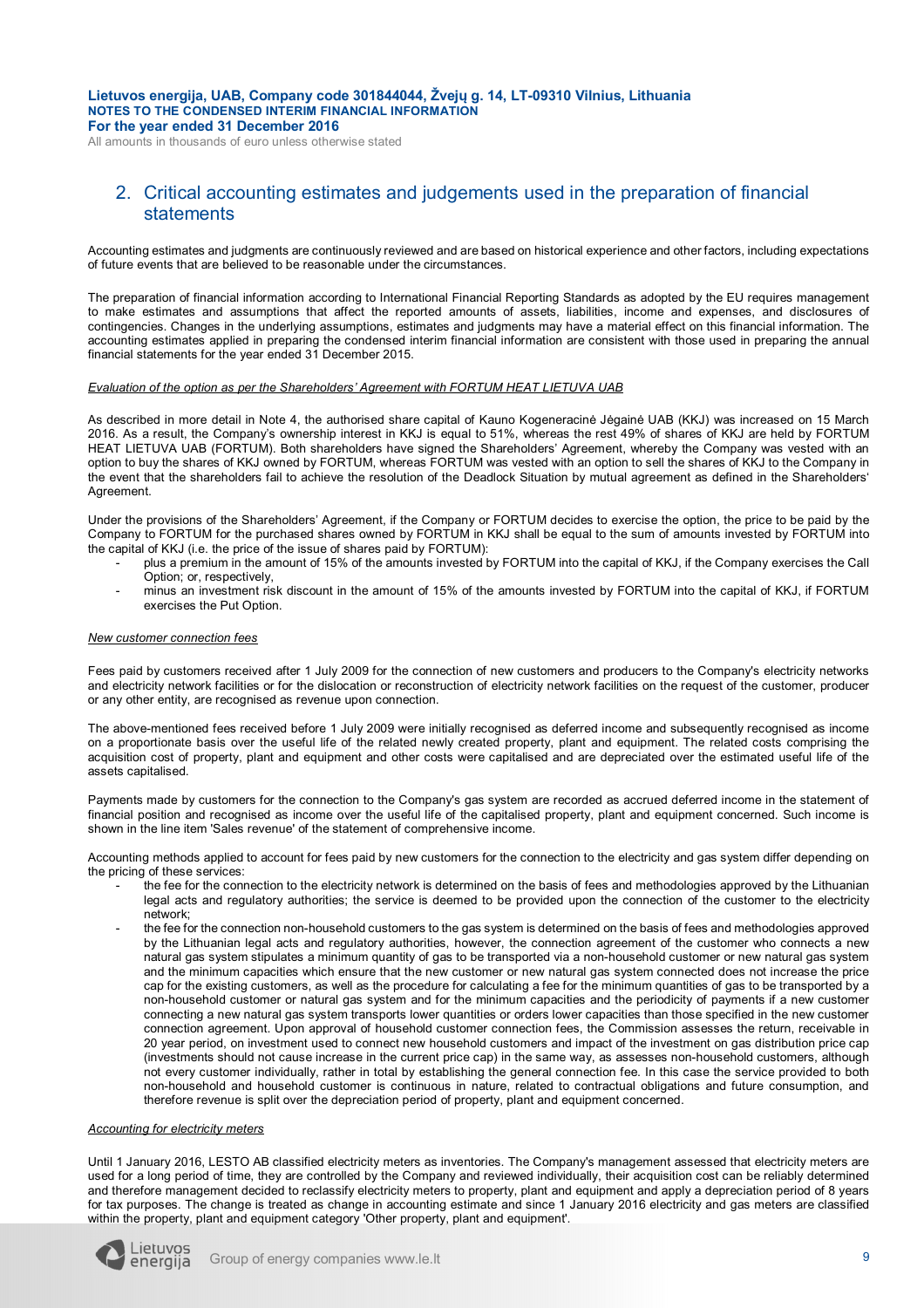## 2. Critical accounting estimates and judgements used in the preparation of financial statements

Accounting estimates and judgments are continuously reviewed and are based on historical experience and other factors, including expectations of future events that are believed to be reasonable under the circumstances.

The preparation of financial information according to International Financial Reporting Standards as adopted by the EU requires management to make estimates and assumptions that affect the reported amounts of assets, liabilities, income and expenses, and disclosures of contingencies. Changes in the underlying assumptions, estimates and judgments may have a material effect on this financial information. The accounting estimates applied in preparing the condensed interim financial information are consistent with those used in preparing the annual financial statements for the year ended 31 December 2015.

*Evaluation of the option as per the Shareholders' Agreement with FORTUM HEAT LIETUVA UAB*

As described in more detail in Note 4, the authorised share capital of Kauno Kogeneracinė Jėgainė UAB (KKJ) was increased on 15 March 2016. As a result, the Company's ownership interest in KKJ is equal to 51%, whereas the rest 49% of shares of KKJ are held by FORTUM HEAT LIETUVA UAB (FORTUM). Both shareholders have signed the Shareholders' Agreement, whereby the Company was vested with an option to buy the shares of KKJ owned by FORTUM, whereas FORTUM was vested with an option to sell the shares of KKJ to the Company in the event that the shareholders fail to achieve the resolution of the Deadlock Situation by mutual agreement as defined in the Shareholders' Agreement.

Under the provisions of the Shareholders' Agreement, if the Company or FORTUM decides to exercise the option, the price to be paid by the Company to FORTUM for the purchased shares owned by FORTUM in KKJ shall be equal to the sum of amounts invested by FORTUM into the capital of KKJ (i.e. the price of the issue of shares paid by FORTUM):

- plus a premium in the amount of 15% of the amounts invested by FORTUM into the capital of KKJ, if the Company exercises the Call Option; or, respectively,
- minus an investment risk discount in the amount of 15% of the amounts invested by FORTUM into the capital of KKJ, if FORTUM exercises the Put Option.

*New customer connection fees*

Fees paid by customers received after 1 July 2009 for the connection of new customers and producers to the Company's electricity networks and electricity network facilities or for the dislocation or reconstruction of electricity network facilities on the request of the customer, producer or any other entity, are recognised as revenue upon connection.

The above-mentioned fees received before 1 July 2009 were initially recognised as deferred income and subsequently recognised as income on a proportionate basis over the useful life of the related newly created property, plant and equipment. The related costs comprising the acquisition cost of property, plant and equipment and other costs were capitalised and are depreciated over the estimated useful life of the assets capitalised.

Payments made by customers for the connection to the Company's gas system are recorded as accrued deferred income in the statement of financial position and recognised as income over the useful life of the capitalised property, plant and equipment concerned. Such income is shown in the line item 'Sales revenue' of the statement of comprehensive income.

Accounting methods applied to account for fees paid by new customers for the connection to the electricity and gas system differ depending on the pricing of these services:

- the fee for the connection to the electricity network is determined on the basis of fees and methodologies approved by the Lithuanian legal acts and regulatory authorities; the service is deemed to be provided upon the connection of the customer to the electricity network;
- the fee for the connection non-household customers to the gas system is determined on the basis of fees and methodologies approved by the Lithuanian legal acts and regulatory authorities, however, the connection agreement of the customer who connects a new natural gas system stipulates a minimum quantity of gas to be transported via a non-household customer or new natural gas system and the minimum capacities which ensure that the new customer or new natural gas system connected does not increase the price cap for the existing customers, as well as the procedure for calculating a fee for the minimum quantities of gas to be transported by a non-household customer or natural gas system and for the minimum capacities and the periodicity of payments if a new customer connecting a new natural gas system transports lower quantities or orders lower capacities than those specified in the new customer connection agreement. Upon approval of household customer connection fees, the Commission assesses the return, receivable in 20 year period, on investment used to connect new household customers and impact of the investment on gas distribution price cap (investments should not cause increase in the current price cap) in the same way, as assesses non-household customers, although not every customer individually, rather in total by establishing the general connection fee. In this case the service provided to both non-household and household customer is continuous in nature, related to contractual obligations and future consumption, and therefore revenue is split over the depreciation period of property, plant and equipment concerned.

*Accounting for electricity meters*

Until 1 January 2016, LESTO AB classified electricity meters as inventories. The Company's management assessed that electricity meters are used for a long period of time, they are controlled by the Company and reviewed individually, their acquisition cost can be reliably determined and therefore management decided to reclassify electricity meters to property, plant and equipment and apply a depreciation period of 8 years for tax purposes. The change is treated as change in accounting estimate and since 1 January 2016 electricity and gas meters are classified within the property, plant and equipment category 'Other property, plant and equipment'.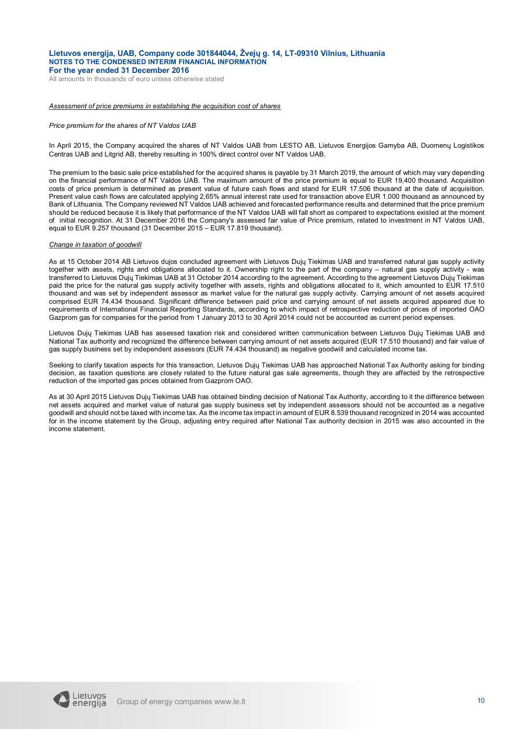*Assessment of price premiums in establishing the acquisition cost of shares*

*Price premium for the shares of NT Valdos UAB*

In April 2015, the Company acquired the shares of NT Valdos UAB from LESTO AB, Lietuvos Energijos Gamyba AB, Duomenų Logistikos Centras UAB and Litgrid AB, thereby resulting in 100% direct control over NT Valdos UAB.

The premium to the basic sale price established for the acquired shares is payable by 31 March 2019, the amount of which may vary depending on the financial performance of NT Valdos UAB. The maximum amount of the price premium is equal to EUR 19,400 thousand. Acquisition costs of price premium is determined as present value of future cash flows and stand for EUR 17.506 thousand at the date of acquisition. Present value cash flows are calculated applying 2,65% annual interest rate used for transaction above EUR 1.000 thousand as announced by Bank of Lithuania. The Company reviewed NT Valdos UAB achieved and forecasted performance results and determined that the price premium should be reduced because it is likely that performance of the NT Valdos UAB will fall short as compared to expectations existed at the moment of initial recognition. At 31 December 2016 the Company's assessed fair value of Price premium, related to investment in NT Valdos UAB, equal to EUR 9.257 thousand (31 December 2015 – EUR 17.819 thousand).

*Change in taxation of goodwill*

As at 15 October 2014 AB Lietuvos dujos concluded agreement with Lietuvos Dujų Tiekimas UAB and transferred natural gas supply activity together with assets, rights and obligations allocated to it. Ownership right to the part of the company – natural gas supply activity - was transferred to Lietuvos Dujų Tiekimas UAB at 31 October 2014 according to the agreement. According to the agreement Lietuvos Dujų Tiekimas paid the price for the natural gas supply activity together with assets, rights and obligations allocated to it, which amounted to EUR 17.510 thousand and was set by independent assessor as market value for the natural gas supply activity. Carrying amount of net assets acquired comprised EUR 74.434 thousand. Significant difference between paid price and carrying amount of net assets acquired appeared due to requirements of International Financial Reporting Standards, according to which impact of retrospective reduction of prices of imported OAO Gazprom gas for companies for the period from 1 January 2013 to 30 April 2014 could not be accounted as current period expenses.

Lietuvos Dujų Tiekimas UAB has assessed taxation risk and considered written communication between Lietuvos Dujų Tiekimas UAB and National Tax authority and recognized the difference between carrying amount of net assets acquired (EUR 17.510 thousand) and fair value of gas supply business set by independent assessors (EUR 74.434 thousand) as negative goodwill and calculated income tax.

Seeking to clarify taxation aspects for this transaction, Lietuvos Dujų Tiekimas UAB has approached National Tax Authority asking for binding decision, as taxation questions are closely related to the future natural gas sale agreements, though they are affected by the retrospective reduction of the imported gas prices obtained from Gazprom OAO.

As at 30 April 2015 Lietuvos Dujų Tiekimas UAB has obtained binding decision of National Tax Authority, according to it the difference between net assets acquired and market value of natural gas supply business set by independent assessors should not be accounted as a negative goodwill and should not be taxed with income tax. As the income tax impact in amount of EUR 8.539 thousand recognized in 2014 was accounted for in the income statement by the Group, adjusting entry required after National Tax authority decision in 2015 was also accounted in the income statement.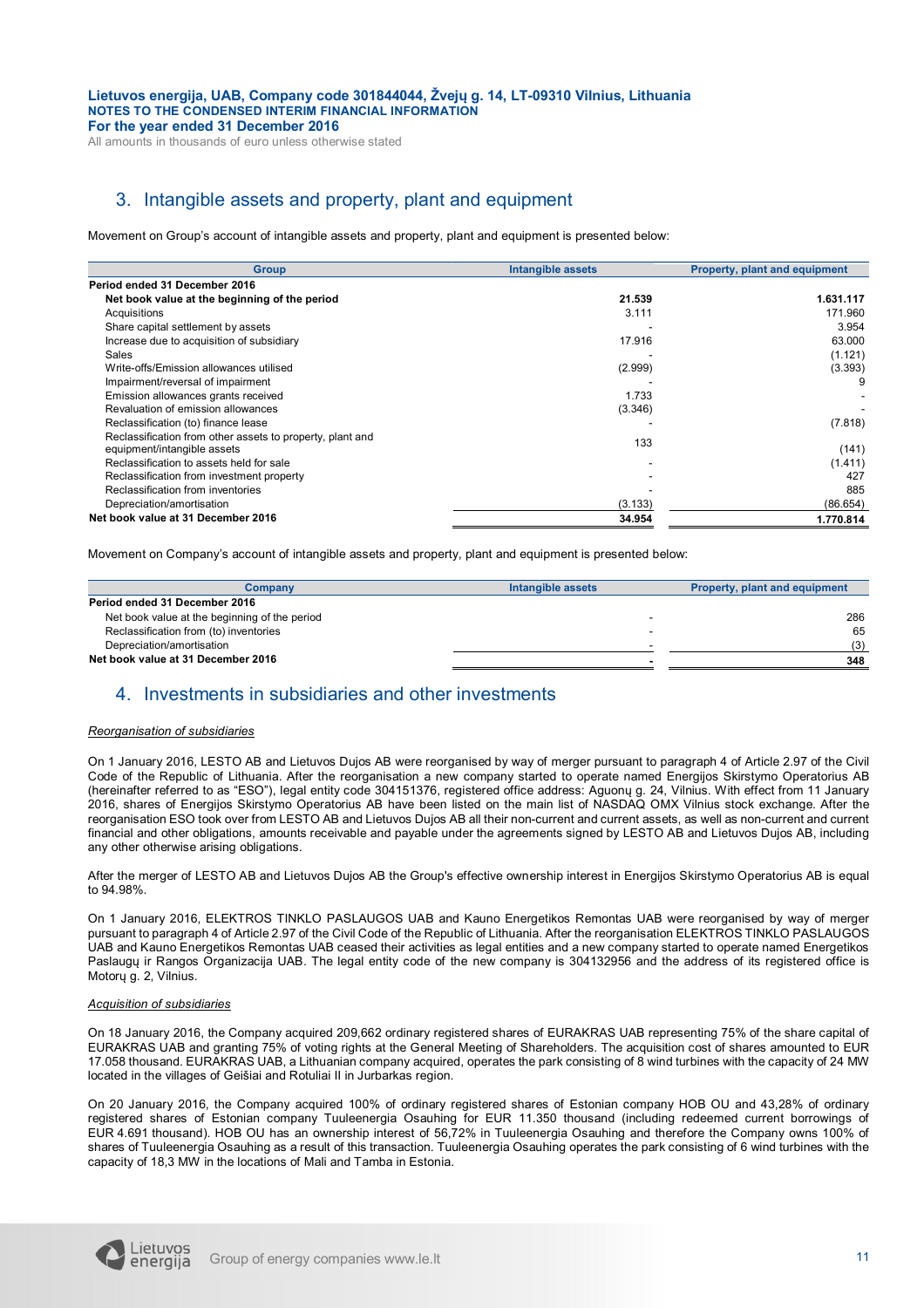## 3. Intangible assets and property, plant and equipment

Movement on Group's account of intangible assets and property, plant and equipment is presented below:

| Group | Intangible assets | Property, plant and equipment |
|---|---|---|
| **Period ended 31 December 2016** | | |
| **Net book value at the beginning of the period** | **21.539** | **1.631.117** |
| Acquisitions | 3.111 | 171.960 |
| Share capital settlement by assets | - | 3.954 |
| Increase due to acquisition of subsidiary | 17.916 | 63.000 |
| Sales | - | (1.121) |
| Write-offs/Emission allowances utilised | (2.999) | (3.393) |
| Impairment/reversal of impairment | - | 9 |
| Emission allowances grants received | 1.733 | - |
| Revaluation of emission allowances | (3.346) | - |
| Reclassification (to) finance lease | - | (7.818) |
| Reclassification from other assets to property, plant and equipment/intangible assets | 133 | (141) |
| Reclassification to assets held for sale | - | (1.411) |
| Reclassification from investment property | - | 427 |
| Reclassification from inventories | - | 885 |
| Depreciation/amortisation | (3.133) | (86.654) |
| **Net book value at 31 December 2016** | **34.954** | **1.770.814** |

Movement on Company's account of intangible assets and property, plant and equipment is presented below:

| Company | Intangible assets | Property, plant and equipment |
|---|---|---|
| **Period ended 31 December 2016** | | |
| Net book value at the beginning of the period | - | 286 |
| Reclassification from (to) inventories | - | 65 |
| Depreciation/amortisation | - | (3) |
| **Net book value at 31 December 2016** | **-** | **348** |

## 4. Investments in subsidiaries and other investments

*Reorganisation of subsidiaries*

On 1 January 2016, LESTO AB and Lietuvos Dujos AB were reorganised by way of merger pursuant to paragraph 4 of Article 2.97 of the Civil Code of the Republic of Lithuania. After the reorganisation a new company started to operate named Energijos Skirstymo Operatorius AB (hereinafter referred to as "ESO"), legal entity code 304151376, registered office address: Aguonų g. 24, Vilnius. With effect from 11 January 2016, shares of Energijos Skirstymo Operatorius AB have been listed on the main list of NASDAQ OMX Vilnius stock exchange. After the reorganisation ESO took over from LESTO AB and Lietuvos Dujos AB all their non-current and current assets, as well as non-current and current financial and other obligations, amounts receivable and payable under the agreements signed by LESTO AB and Lietuvos Dujos AB, including any other otherwise arising obligations.

After the merger of LESTO AB and Lietuvos Dujos AB the Group's effective ownership interest in Energijos Skirstymo Operatorius AB is equal to 94.98%.

On 1 January 2016, ELEKTROS TINKLO PASLAUGOS UAB and Kauno Energetikos Remontas UAB were reorganised by way of merger pursuant to paragraph 4 of Article 2.97 of the Civil Code of the Republic of Lithuania. After the reorganisation ELEKTROS TINKLO PASLAUGOS UAB and Kauno Energetikos Remontas UAB ceased their activities as legal entities and a new company started to operate named Energetikos Paslaugų ir Rangos Organizacija UAB. The legal entity code of the new company is 304132956 and the address of its registered office is Motorų g. 2, Vilnius.

*Acquisition of subsidiaries*

On 18 January 2016, the Company acquired 209,662 ordinary registered shares of EURAKRAS UAB representing 75% of the share capital of EURAKRAS UAB and granting 75% of voting rights at the General Meeting of Shareholders. The acquisition cost of shares amounted to EUR 17.058 thousand. EURAKRAS UAB, a Lithuanian company acquired, operates the park consisting of 8 wind turbines with the capacity of 24 MW located in the villages of Geišiai and Rotuliai II in Jurbarkas region.

On 20 January 2016, the Company acquired 100% of ordinary registered shares of Estonian company HOB OU and 43,28% of ordinary registered shares of Estonian company Tuuleenergia Osauhing for EUR 11.350 thousand (including redeemed current borrowings of EUR 4.691 thousand). HOB OU has an ownership interest of 56,72% in Tuuleenergia Osauhing and therefore the Company owns 100% of shares of Tuuleenergia Osauhing as a result of this transaction. Tuuleenergia Osauhing operates the park consisting of 6 wind turbines with the capacity of 18,3 MW in the locations of Mali and Tamba in Estonia.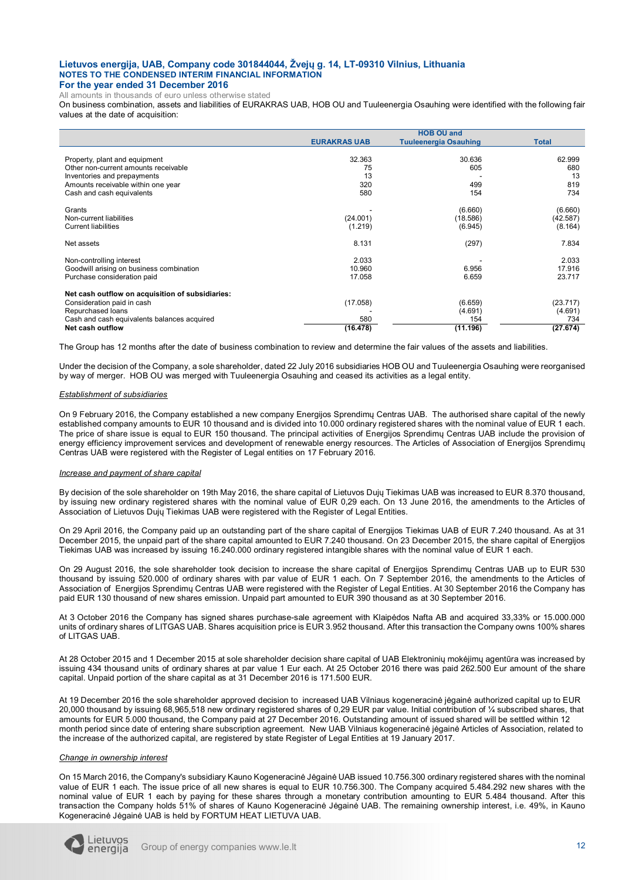On business combination, assets and liabilities of EURAKRAS UAB, HOB OU and Tuuleenergia Osauhing were identified with the following fair values at the date of acquisition:

| | EURAKRAS UAB | HOB OU and Tuuleenergia Osauhing | Total |
|---|---|---|---|
| Property, plant and equipment | 32.363 | 30.636 | 62.999 |
| Other non-current amounts receivable | 75 | 605 | 680 |
| Inventories and prepayments | 13 | - | 13 |
| Amounts receivable within one year | 320 | 499 | 819 |
| Cash and cash equivalents | 580 | 154 | 734 |
| Grants | - | (6.660) | (6.660) |
| Non-current liabilities | (24.001) | (18.586) | (42.587) |
| Current liabilities | (1.219) | (6.945) | (8.164) |
| Net assets | 8.131 | (297) | 7.834 |
| Non-controlling interest | 2.033 | - | 2.033 |
| Goodwill arising on business combination | 10.960 | 6.956 | 17.916 |
| Purchase consideration paid | 17.058 | 6.659 | 23.717 |
| **Net cash outflow on acquisition of subsidiaries:** | | | |
| Consideration paid in cash | (17.058) | (6.659) | (23.717) |
| Repurchased loans | - | (4.691) | (4.691) |
| Cash and cash equivalents balances acquired | 580 | 154 | 734 |
| **Net cash outflow** | **(16.478)** | **(11.196)** | **(27.674)** |

The Group has 12 months after the date of business combination to review and determine the fair values of the assets and liabilities.

Under the decision of the Company, a sole shareholder, dated 22 July 2016 subsidiaries HOB OU and Tuuleenergia Osauhing were reorganised by way of merger. HOB OU was merged with Tuuleenergia Osauhing and ceased its activities as a legal entity.

*Establishment of subsidiaries*

On 9 February 2016, the Company established a new company Energijos Sprendimų Centras UAB. The authorised share capital of the newly established company amounts to EUR 10 thousand and is divided into 10.000 ordinary registered shares with the nominal value of EUR 1 each. The price of share issue is equal to EUR 150 thousand. The principal activities of Energijos Sprendimų Centras UAB include the provision of energy efficiency improvement services and development of renewable energy resources. The Articles of Association of Energijos Sprendimų Centras UAB were registered with the Register of Legal entities on 17 February 2016.

*Increase and payment of share capital*

By decision of the sole shareholder on 19th May 2016, the share capital of Lietuvos Dujų Tiekimas UAB was increased to EUR 8.370 thousand, by issuing new ordinary registered shares with the nominal value of EUR 0,29 each. On 13 June 2016, the amendments to the Articles of Association of Lietuvos Dujų Tiekimas UAB were registered with the Register of Legal Entities.

On 29 April 2016, the Company paid up an outstanding part of the share capital of Energijos Tiekimas UAB of EUR 7.240 thousand. As at 31 December 2015, the unpaid part of the share capital amounted to EUR 7.240 thousand. On 23 December 2015, the share capital of Energijos Tiekimas UAB was increased by issuing 16.240.000 ordinary registered intangible shares with the nominal value of EUR 1 each.

On 29 August 2016, the sole shareholder took decision to increase the share capital of Energijos Sprendimų Centras UAB up to EUR 530 thousand by issuing 520.000 of ordinary shares with par value of EUR 1 each. On 7 September 2016, the amendments to the Articles of Association of Energijos Sprendimų Centras UAB were registered with the Register of Legal Entities. At 30 September 2016 the Company has paid EUR 130 thousand of new shares emission. Unpaid part amounted to EUR 390 thousand as at 30 September 2016.

At 3 October 2016 the Company has signed shares purchase-sale agreement with Klaipėdos Nafta AB and acquired 33,33% or 15.000.000 units of ordinary shares of LITGAS UAB. Shares acquisition price is EUR 3.952 thousand. After this transaction the Company owns 100% shares of LITGAS UAB.

At 28 October 2015 and 1 December 2015 at sole shareholder decision share capital of UAB Elektroninių mokėjimų agentūra was increased by issuing 434 thousand units of ordinary shares at par value 1 Eur each. At 25 October 2016 there was paid 262.500 Eur amount of the share capital. Unpaid portion of the share capital as at 31 December 2016 is 171.500 EUR.

At 19 December 2016 the sole shareholder approved decision to increased UAB Vilniaus kogeneracinė jėgainė authorized capital up to EUR 20,000 thousand by issuing 68,965,518 new ordinary registered shares of 0,29 EUR par value. Initial contribution of ¼ subscribed shares, that amounts for EUR 5.000 thousand, the Company paid at 27 December 2016. Outstanding amount of issued shared will be settled within 12 month period since date of entering share subscription agreement. New UAB Vilniaus kogeneracinė jėgainė Articles of Association, related to the increase of the authorized capital, are registered by state Register of Legal Entities at 19 January 2017.

*Change in ownership interest*

On 15 March 2016, the Company's subsidiary Kauno Kogeneracinė Jėgainė UAB issued 10.756.300 ordinary registered shares with the nominal value of EUR 1 each. The issue price of all new shares is equal to EUR 10.756.300. The Company acquired 5.484.292 new shares with the nominal value of EUR 1 each by paying for these shares through a monetary contribution amounting to EUR 5.484 thousand. After this transaction the Company holds 51% of shares of Kauno Kogeneracinė Jėgainė UAB. The remaining ownership interest, i.e. 49%, in Kauno Kogeneracinė Jėgainė UAB is held by FORTUM HEAT LIETUVA UAB.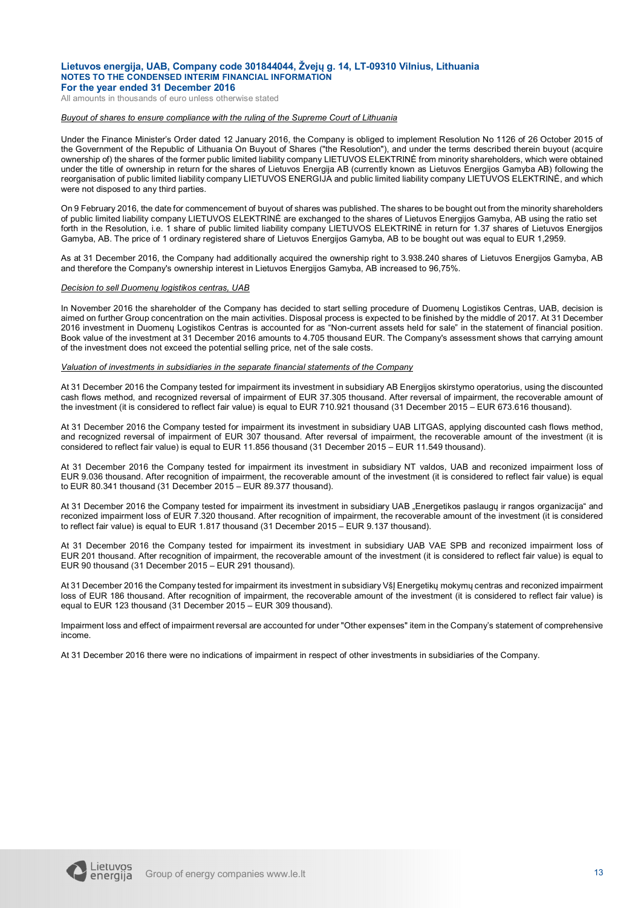*Buyout of shares to ensure compliance with the ruling of the Supreme Court of Lithuania*

Under the Finance Minister's Order dated 12 January 2016, the Company is obliged to implement Resolution No 1126 of 26 October 2015 of the Government of the Republic of Lithuania On Buyout of Shares ("the Resolution"), and under the terms described therein buyout (acquire ownership of) the shares of the former public limited liability company LIETUVOS ELEKTRINĖ from minority shareholders, which were obtained under the title of ownership in return for the shares of Lietuvos Energija AB (currently known as Lietuvos Energijos Gamyba AB) following the reorganisation of public limited liability company LIETUVOS ENERGIJA and public limited liability company LIETUVOS ELEKTRINĖ, and which were not disposed to any third parties.

On 9 February 2016, the date for commencement of buyout of shares was published. The shares to be bought out from the minority shareholders of public limited liability company LIETUVOS ELEKTRINĖ are exchanged to the shares of Lietuvos Energijos Gamyba, AB using the ratio set forth in the Resolution, i.e. 1 share of public limited liability company LIETUVOS ELEKTRINĖ in return for 1.37 shares of Lietuvos Energijos Gamyba, AB. The price of 1 ordinary registered share of Lietuvos Energijos Gamyba, AB to be bought out was equal to EUR 1,2959.

As at 31 December 2016, the Company had additionally acquired the ownership right to 3.938.240 shares of Lietuvos Energijos Gamyba, AB and therefore the Company's ownership interest in Lietuvos Energijos Gamyba, AB increased to 96,75%.

*Decision to sell Duomenų logistikos centras, UAB*

In November 2016 the shareholder of the Company has decided to start selling procedure of Duomenų Logistikos Centras, UAB, decision is aimed on further Group concentration on the main activities. Disposal process is expected to be finished by the middle of 2017. At 31 December 2016 investment in Duomenų Logistikos Centras is accounted for as "Non-current assets held for sale" in the statement of financial position. Book value of the investment at 31 December 2016 amounts to 4.705 thousand EUR. The Company's assessment shows that carrying amount of the investment does not exceed the potential selling price, net of the sale costs.

*Valuation of investments in subsidiaries in the separate financial statements of the Company*

At 31 December 2016 the Company tested for impairment its investment in subsidiary AB Energijos skirstymo operatorius, using the discounted cash flows method, and recognized reversal of impairment of EUR 37.305 thousand. After reversal of impairment, the recoverable amount of the investment (it is considered to reflect fair value) is equal to EUR 710.921 thousand (31 December 2015 – EUR 673.616 thousand).

At 31 December 2016 the Company tested for impairment its investment in subsidiary UAB LITGAS, applying discounted cash flows method, and recognized reversal of impairment of EUR 307 thousand. After reversal of impairment, the recoverable amount of the investment (it is considered to reflect fair value) is equal to EUR 11.856 thousand (31 December 2015 – EUR 11.549 thousand).

At 31 December 2016 the Company tested for impairment its investment in subsidiary NT valdos, UAB and reconized impairment loss of EUR 9.036 thousand. After recognition of impairment, the recoverable amount of the investment (it is considered to reflect fair value) is equal to EUR 80.341 thousand (31 December 2015 – EUR 89.377 thousand).

At 31 December 2016 the Company tested for impairment its investment in subsidiary UAB „Energetikos paslaugų ir rangos organizacija" and reconized impairment loss of EUR 7.320 thousand. After recognition of impairment, the recoverable amount of the investment (it is considered to reflect fair value) is equal to EUR 1.817 thousand (31 December 2015 – EUR 9.137 thousand).

At 31 December 2016 the Company tested for impairment its investment in subsidiary UAB VAE SPB and reconized impairment loss of EUR 201 thousand. After recognition of impairment, the recoverable amount of the investment (it is considered to reflect fair value) is equal to EUR 90 thousand (31 December 2015 – EUR 291 thousand).

At 31 December 2016 the Company tested for impairment its investment in subsidiary VšĮ Energetikų mokymų centras and reconized impairment loss of EUR 186 thousand. After recognition of impairment, the recoverable amount of the investment (it is considered to reflect fair value) is equal to EUR 123 thousand (31 December 2015 – EUR 309 thousand).

Impairment loss and effect of impairment reversal are accounted for under "Other expenses" item in the Company's statement of comprehensive income.

At 31 December 2016 there were no indications of impairment in respect of other investments in subsidiaries of the Company.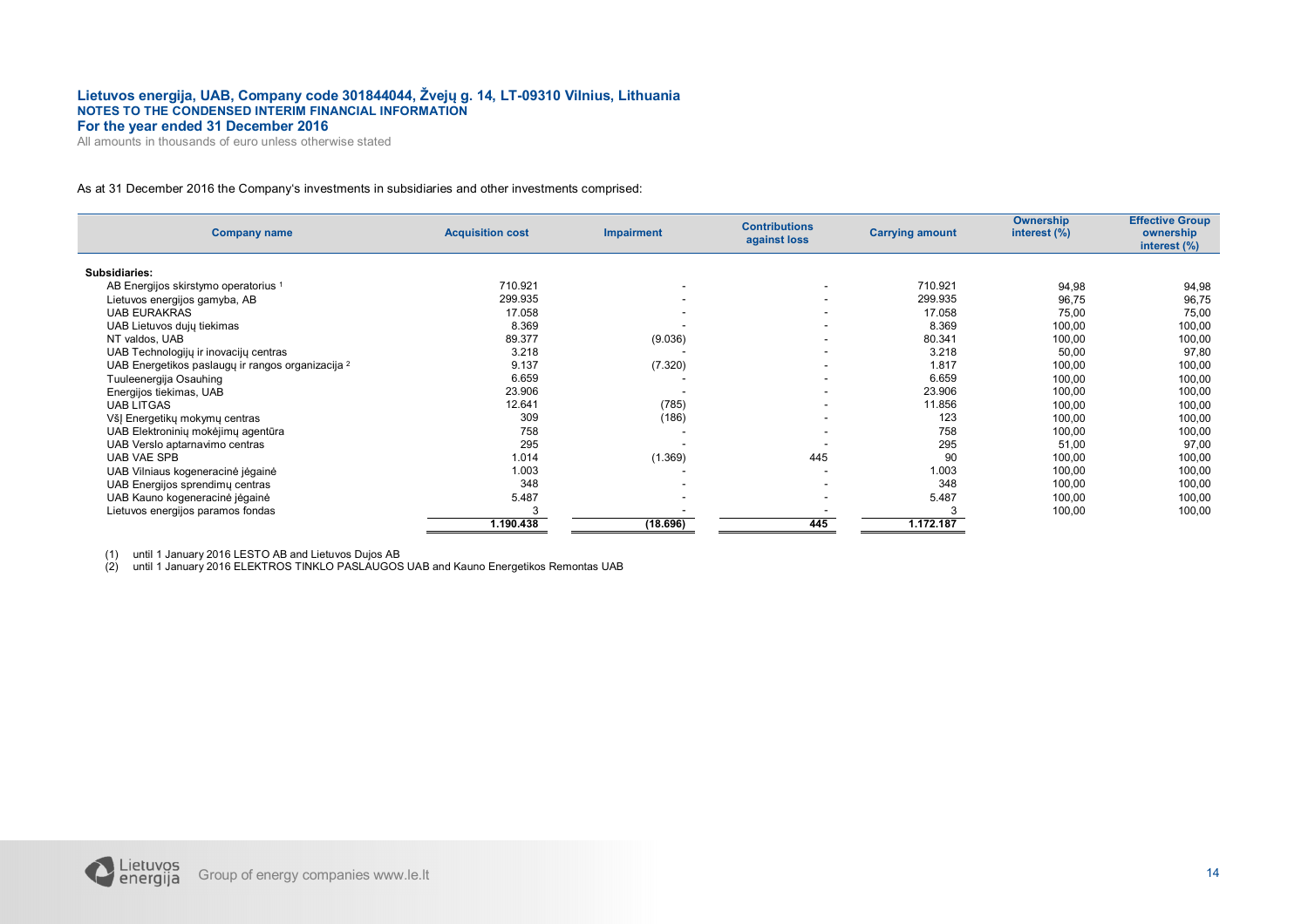As at 31 December 2016 the Company's investments in subsidiaries and other investments comprised:

| Company name | Acquisition cost | Impairment | Contributions against loss | Carrying amount | Ownership interest (%) | Effective Group ownership interest (%) |
|---|---|---|---|---|---|---|
| **Subsidiaries:** | | | | | | |
| AB Energijos skirstymo operatorius [1] | 710.921 | - | - | 710.921 | 94,98 | 94,98 |
| Lietuvos energijos gamyba, AB | 299.935 | - | - | 299.935 | 96,75 | 96,75 |
| UAB EURAKRAS | 17.058 | - | - | 17.058 | 75,00 | 75,00 |
| UAB Lietuvos dujų tiekimas | 8.369 | - | - | 8.369 | 100,00 | 100,00 |
| NT valdos, UAB | 89.377 | (9.036) | - | 80.341 | 100,00 | 100,00 |
| UAB Technologijų ir inovacijų centras | 3.218 | - | - | 3.218 | 50,00 | 97,80 |
| UAB Energetikos paslaugų ir rangos organizacija [2] | 9.137 | (7.320) | - | 1.817 | 100,00 | 100,00 |
| Tuuleenergija Osauhing | 6.659 | - | - | 6.659 | 100,00 | 100,00 |
| Energijos tiekimas, UAB | 23.906 | - | - | 23.906 | 100,00 | 100,00 |
| UAB LITGAS | 12.641 | (785) | - | 11.856 | 100,00 | 100,00 |
| VšĮ Energetikų mokymų centras | 309 | (186) | - | 123 | 100,00 | 100,00 |
| UAB Elektroninių mokėjimų agentūra | 758 | - | - | 758 | 100,00 | 100,00 |
| UAB Verslo aptarnavimo centras | 295 | - | - | 295 | 51,00 | 97,00 |
| UAB VAE SPB | 1.014 | (1.369) | 445 | 90 | 100,00 | 100,00 |
| UAB Vilniaus kogeneracinė jėgainė | 1.003 | - | - | 1.003 | 100,00 | 100,00 |
| UAB Energijos sprendimų centras | 348 | - | - | 348 | 100,00 | 100,00 |
| UAB Kauno kogeneracinė jėgainė | 5.487 | - | - | 5.487 | 100,00 | 100,00 |
| Lietuvos energijos paramos fondas | 3 | - | - | 3 | 100,00 | 100,00 |
| | **1.190.438** | **(18.696)** | **445** | **1.172.187** | | |

(1) until 1 January 2016 LESTO AB and Lietuvos Dujos AB
(2) until 1 January 2016 ELEKTROS TINKLO PASLAUGOS UAB and Kauno Energetikos Remontas UAB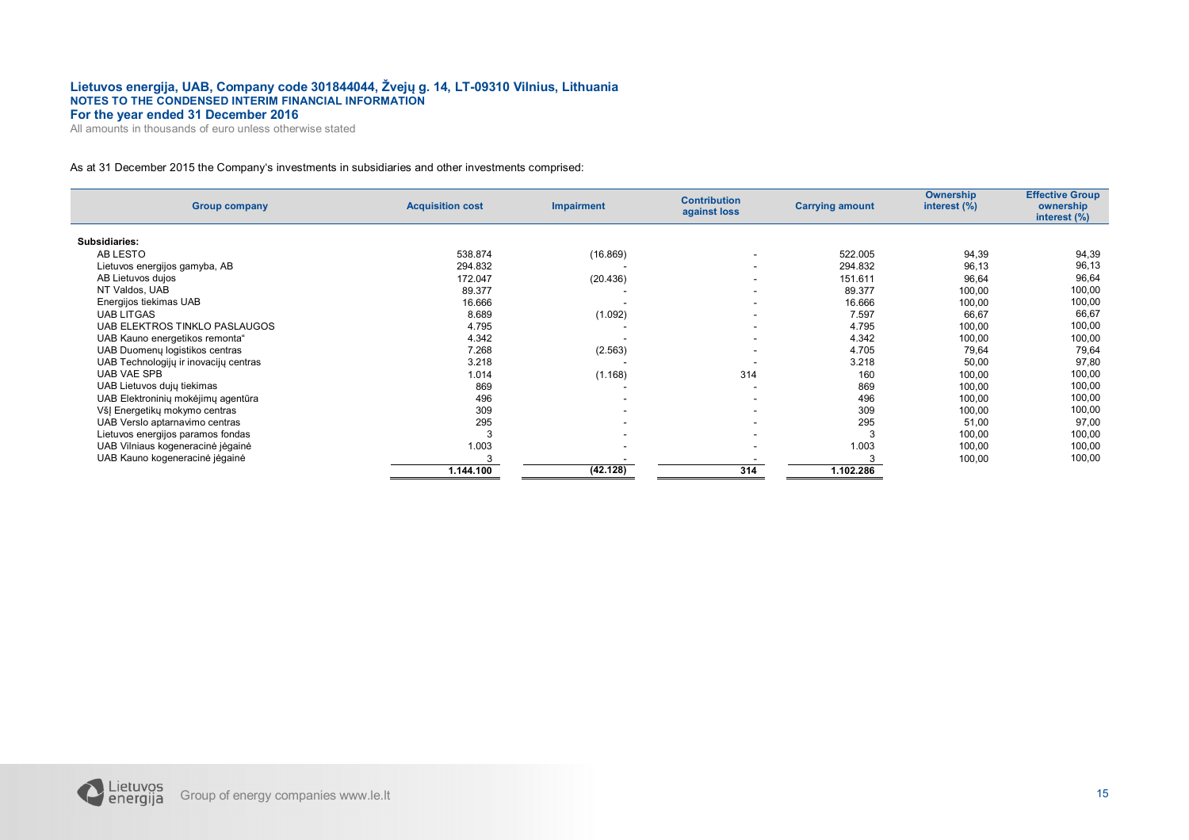As at 31 December 2015 the Company's investments in subsidiaries and other investments comprised:

| Group company | Acquisition cost | Impairment | Contribution against loss | Carrying amount | Ownership interest (%) | Effective Group ownership interest (%) |
|---|---|---|---|---|---|---|
| **Subsidiaries:** | | | | | | |
| AB LESTO | 538.874 | (16.869) | - | 522.005 | 94,39 | 94,39 |
| Lietuvos energijos gamyba, AB | 294.832 | - | - | 294.832 | 96,13 | 96,13 |
| AB Lietuvos dujos | 172.047 | (20.436) | - | 151.611 | 96,64 | 96,64 |
| NT Valdos, UAB | 89.377 | - | - | 89.377 | 100,00 | 100,00 |
| Energijos tiekimas UAB | 16.666 | - | - | 16.666 | 100,00 | 100,00 |
| UAB LITGAS | 8.689 | (1.092) | - | 7.597 | 66,67 | 66,67 |
| UAB ELEKTROS TINKLO PASLAUGOS | 4.795 | - | - | 4.795 | 100,00 | 100,00 |
| UAB Kauno energetikos remonta" | 4.342 | - | - | 4.342 | 100,00 | 100,00 |
| UAB Duomenų logistikos centras | 7.268 | (2.563) | - | 4.705 | 79,64 | 79,64 |
| UAB Technologijų ir inovacijų centras | 3.218 | - | - | 3.218 | 50,00 | 97,80 |
| UAB VAE SPB | 1.014 | (1.168) | 314 | 160 | 100,00 | 100,00 |
| UAB Lietuvos dujų tiekimas | 869 | - | - | 869 | 100,00 | 100,00 |
| UAB Elektroninių mokėjimų agentūra | 496 | - | - | 496 | 100,00 | 100,00 |
| VšĮ Energetikų mokymo centras | 309 | - | - | 309 | 100,00 | 100,00 |
| UAB Verslo aptarnavimo centras | 295 | - | - | 295 | 51,00 | 97,00 |
| Lietuvos energijos paramos fondas | 3 | - | - | 3 | 100,00 | 100,00 |
| UAB Vilniaus kogeneracinė jėgainė | 1.003 | - | - | 1.003 | 100,00 | 100,00 |
| UAB Kauno kogeneracinė jėgainė | 3 | - | - | 3 | 100,00 | 100,00 |
| | **1.144.100** | **(42.128)** | **314** | **1.102.286** | | |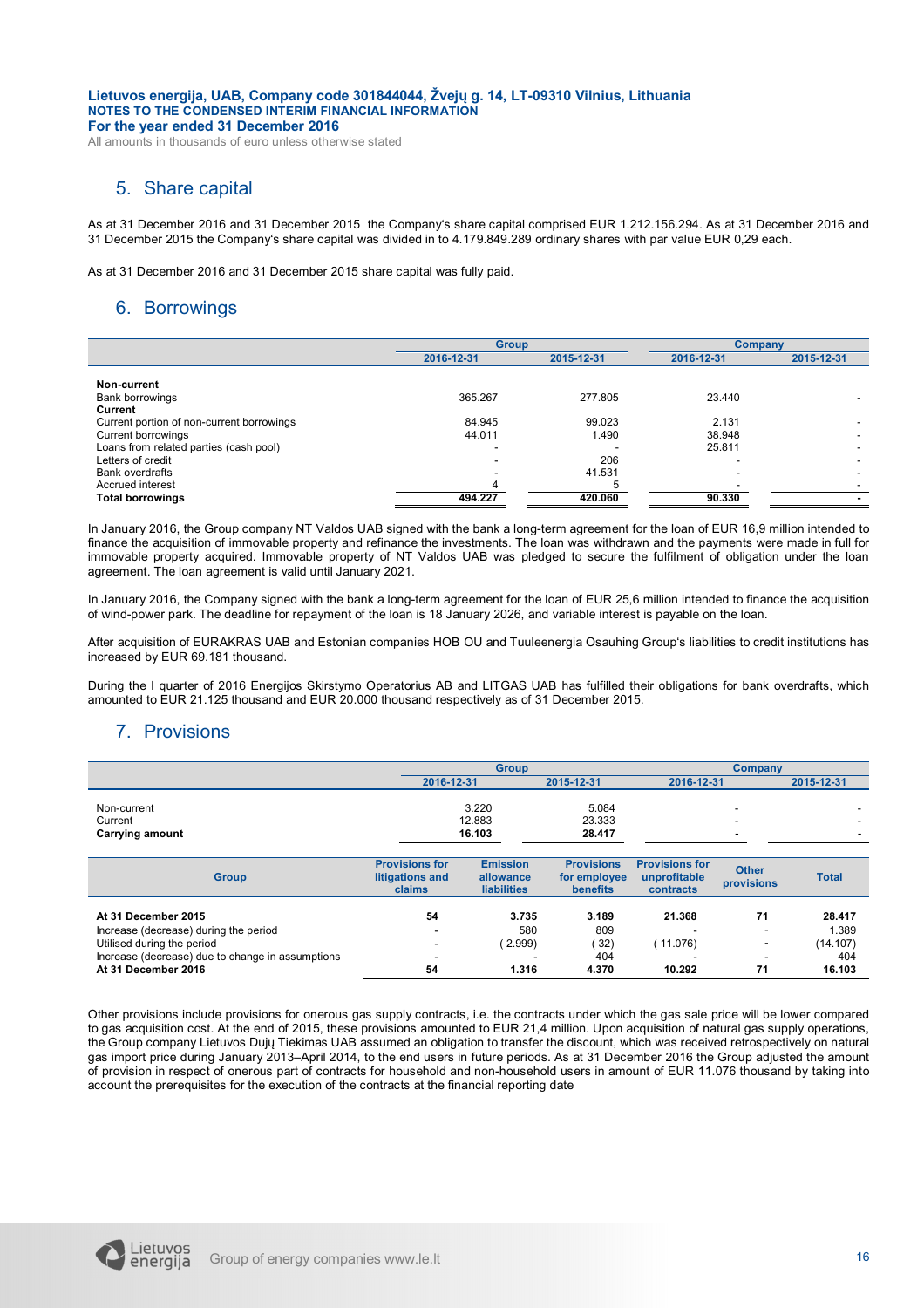## 5. Share capital

As at 31 December 2016 and 31 December 2015 the Company's share capital comprised EUR 1.212.156.294. As at 31 December 2016 and 31 December 2015 the Company's share capital was divided in to 4.179.849.289 ordinary shares with par value EUR 0,29 each.

As at 31 December 2016 and 31 December 2015 share capital was fully paid.

## 6. Borrowings

| | Group | | Company | |
|---|---|---|---|---|
| | 2016-12-31 | 2015-12-31 | 2016-12-31 | 2015-12-31 |
| **Non-current** | | | | |
| Bank borrowings | 365.267 | 277.805 | 23.440 | - |
| **Current** | | | | |
| Current portion of non-current borrowings | 84.945 | 99.023 | 2.131 | - |
| Current borrowings | 44.011 | 1.490 | 38.948 | - |
| Loans from related parties (cash pool) | - | - | 25.811 | - |
| Letters of credit | - | 206 | - | - |
| Bank overdrafts | - | 41.531 | - | - |
| Accrued interest | 4 | 5 | - | - |
| **Total borrowings** | **494.227** | **420.060** | **90.330** | **-** |

In January 2016, the Group company NT Valdos UAB signed with the bank a long-term agreement for the loan of EUR 16,9 million intended to finance the acquisition of immovable property and refinance the investments. The loan was withdrawn and the payments were made in full for immovable property acquired. Immovable property of NT Valdos UAB was pledged to secure the fulfilment of obligation under the loan agreement. The loan agreement is valid until January 2021.

In January 2016, the Company signed with the bank a long-term agreement for the loan of EUR 25,6 million intended to finance the acquisition of wind-power park. The deadline for repayment of the loan is 18 January 2026, and variable interest is payable on the loan.

After acquisition of EURAKRAS UAB and Estonian companies HOB OU and Tuuleenergia Osauhing Group's liabilities to credit institutions has increased by EUR 69.181 thousand.

During the I quarter of 2016 Energijos Skirstymo Operatorius AB and LITGAS UAB has fulfilled their obligations for bank overdrafts, which amounted to EUR 21.125 thousand and EUR 20.000 thousand respectively as of 31 December 2015.

## 7. Provisions

| | Group | | Company | |
|---|---|---|---|---|
| | 2016-12-31 | 2015-12-31 | 2016-12-31 | 2015-12-31 |
| Non-current | 3.220 | 5.084 | - | - |
| Current | 12.883 | 23.333 | - | - |
| **Carrying amount** | **16.103** | **28.417** | **-** | **-** |

| Group | Provisions for litigations and claims | Emission allowance liabilities | Provisions for employee benefits | Provisions for unprofitable contracts | Other provisions | Total |
|---|---|---|---|---|---|---|
| **At 31 December 2015** | **54** | **3.735** | **3.189** | **21.368** | **71** | **28.417** |
| Increase (decrease) during the period | - | 580 | 809 | - | - | 1.389 |
| Utilised during the period | - | (2.999) | (32) | (11.076) | - | (14.107) |
| Increase (decrease) due to change in assumptions | - | - | 404 | - | - | 404 |
| **At 31 December 2016** | **54** | **1.316** | **4.370** | **10.292** | **71** | **16.103** |

Other provisions include provisions for onerous gas supply contracts, i.e. the contracts under which the gas sale price will be lower compared to gas acquisition cost. At the end of 2015, these provisions amounted to EUR 21,4 million. Upon acquisition of natural gas supply operations, the Group company Lietuvos Dujų Tiekimas UAB assumed an obligation to transfer the discount, which was received retrospectively on natural gas import price during January 2013–April 2014, to the end users in future periods. As at 31 December 2016 the Group adjusted the amount of provision in respect of onerous part of contracts for household and non-household users in amount of EUR 11.076 thousand by taking into account the prerequisites for the execution of the contracts at the financial reporting date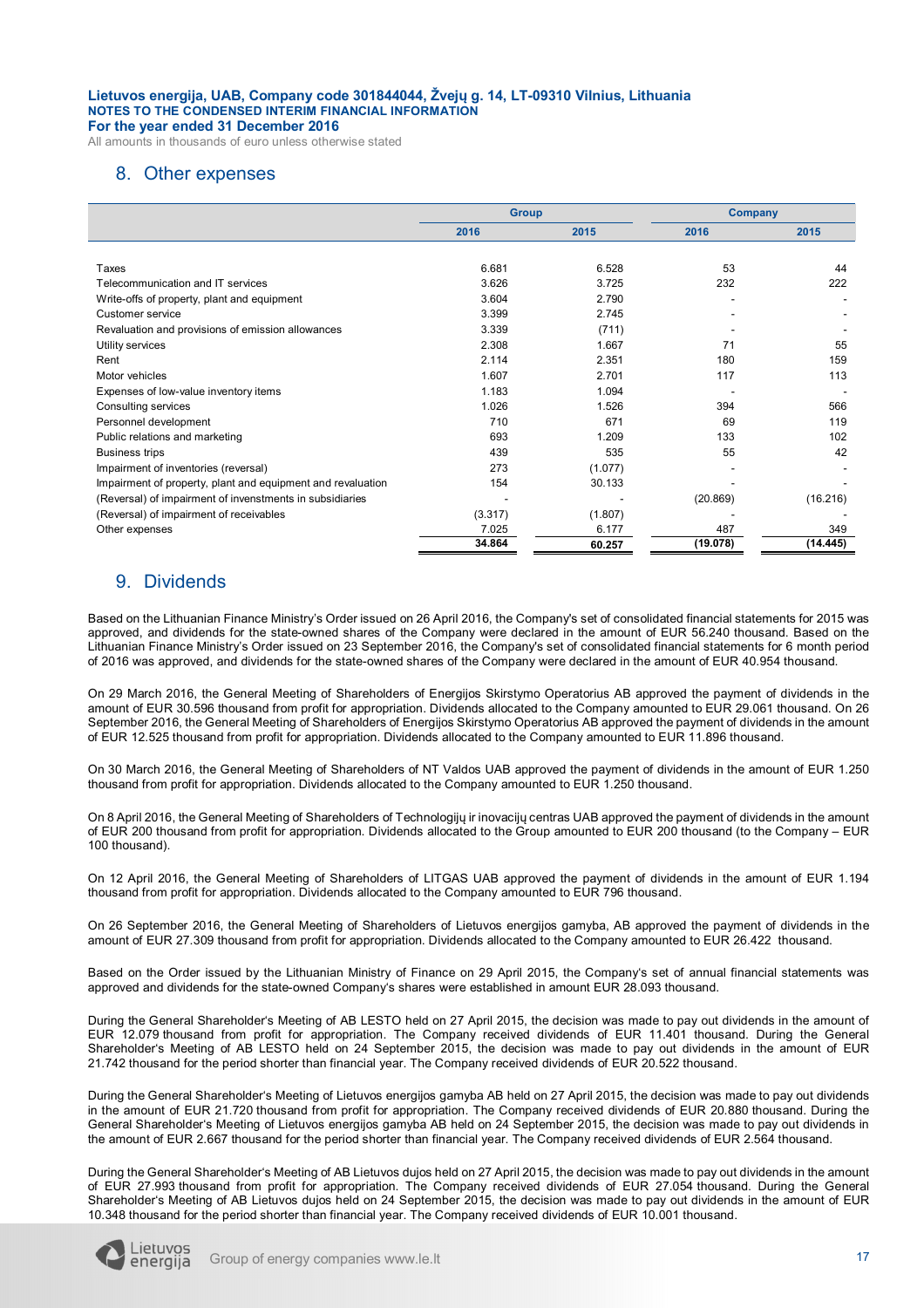## 8. Other expenses

| | Group | | Company | |
|---|---|---|---|---|
| | 2016 | 2015 | 2016 | 2015 |
| Taxes | 6.681 | 6.528 | 53 | 44 |
| Telecommunication and IT services | 3.626 | 3.725 | 232 | 222 |
| Write-offs of property, plant and equipment | 3.604 | 2.790 | - | - |
| Customer service | 3.399 | 2.745 | - | - |
| Revaluation and provisions of emission allowances | 3.339 | (711) | - | - |
| Utility services | 2.308 | 1.667 | 71 | 55 |
| Rent | 2.114 | 2.351 | 180 | 159 |
| Motor vehicles | 1.607 | 2.701 | 117 | 113 |
| Expenses of low-value inventory items | 1.183 | 1.094 | - | - |
| Consulting services | 1.026 | 1.526 | 394 | 566 |
| Personnel development | 710 | 671 | 69 | 119 |
| Public relations and marketing | 693 | 1.209 | 133 | 102 |
| Business trips | 439 | 535 | 55 | 42 |
| Impairment of inventories (reversal) | 273 | (1.077) | - | - |
| Impairment of property, plant and equipment and revaluation | 154 | 30.133 | - | - |
| (Reversal) of impairment of investments in subsidiaries | - | - | (20.869) | (16.216) |
| (Reversal) of impairment of receivables | (3.317) | (1.807) | - | - |
| Other expenses | 7.025 | 6.177 | 487 | 349 |
| | **34.864** | **60.257** | **(19.078)** | **(14.445)** |

## 9. Dividends

Based on the Lithuanian Finance Ministry's Order issued on 26 April 2016, the Company's set of consolidated financial statements for 2015 was approved, and dividends for the state-owned shares of the Company were declared in the amount of EUR 56.240 thousand. Based on the Lithuanian Finance Ministry's Order issued on 23 September 2016, the Company's set of consolidated financial statements for 6 month period of 2016 was approved, and dividends for the state-owned shares of the Company were declared in the amount of EUR 40.954 thousand.

On 29 March 2016, the General Meeting of Shareholders of Energijos Skirstymo Operatorius AB approved the payment of dividends in the amount of EUR 30.596 thousand from profit for appropriation. Dividends allocated to the Company amounted to EUR 29.061 thousand. On 26 September 2016, the General Meeting of Shareholders of Energijos Skirstymo Operatorius AB approved the payment of dividends in the amount of EUR 12.525 thousand from profit for appropriation. Dividends allocated to the Company amounted to EUR 11.896 thousand.

On 30 March 2016, the General Meeting of Shareholders of NT Valdos UAB approved the payment of dividends in the amount of EUR 1.250 thousand from profit for appropriation. Dividends allocated to the Company amounted to EUR 1.250 thousand.

On 8 April 2016, the General Meeting of Shareholders of Technologijų ir inovacijų centras UAB approved the payment of dividends in the amount of EUR 200 thousand from profit for appropriation. Dividends allocated to the Group amounted to EUR 200 thousand (to the Company – EUR 100 thousand).

On 12 April 2016, the General Meeting of Shareholders of LITGAS UAB approved the payment of dividends in the amount of EUR 1.194 thousand from profit for appropriation. Dividends allocated to the Company amounted to EUR 796 thousand.

On 26 September 2016, the General Meeting of Shareholders of Lietuvos energijos gamyba, AB approved the payment of dividends in the amount of EUR 27.309 thousand from profit for appropriation. Dividends allocated to the Company amounted to EUR 26.422 thousand.

Based on the Order issued by the Lithuanian Ministry of Finance on 29 April 2015, the Company's set of annual financial statements was approved and dividends for the state-owned Company's shares were established in amount EUR 28.093 thousand.

During the General Shareholder's Meeting of AB LESTO held on 27 April 2015, the decision was made to pay out dividends in the amount of EUR 12.079 thousand from profit for appropriation. The Company received dividends of EUR 11.401 thousand. During the General Shareholder's Meeting of AB LESTO held on 24 September 2015, the decision was made to pay out dividends in the amount of EUR 21.742 thousand for the period shorter than financial year. The Company received dividends of EUR 20.522 thousand.

During the General Shareholder's Meeting of Lietuvos energijos gamyba AB held on 27 April 2015, the decision was made to pay out dividends in the amount of EUR 21.720 thousand from profit for appropriation. The Company received dividends of EUR 20.880 thousand. During the General Shareholder's Meeting of Lietuvos energijos gamyba AB held on 24 September 2015, the decision was made to pay out dividends in the amount of EUR 2.667 thousand for the period shorter than financial year. The Company received dividends of EUR 2.564 thousand.

During the General Shareholder's Meeting of AB Lietuvos dujos held on 27 April 2015, the decision was made to pay out dividends in the amount of EUR 27.993 thousand from profit for appropriation. The Company received dividends of EUR 27.054 thousand. During the General Shareholder's Meeting of AB Lietuvos dujos held on 24 September 2015, the decision was made to pay out dividends in the amount of EUR 10.348 thousand for the period shorter than financial year. The Company received dividends of EUR 10.001 thousand.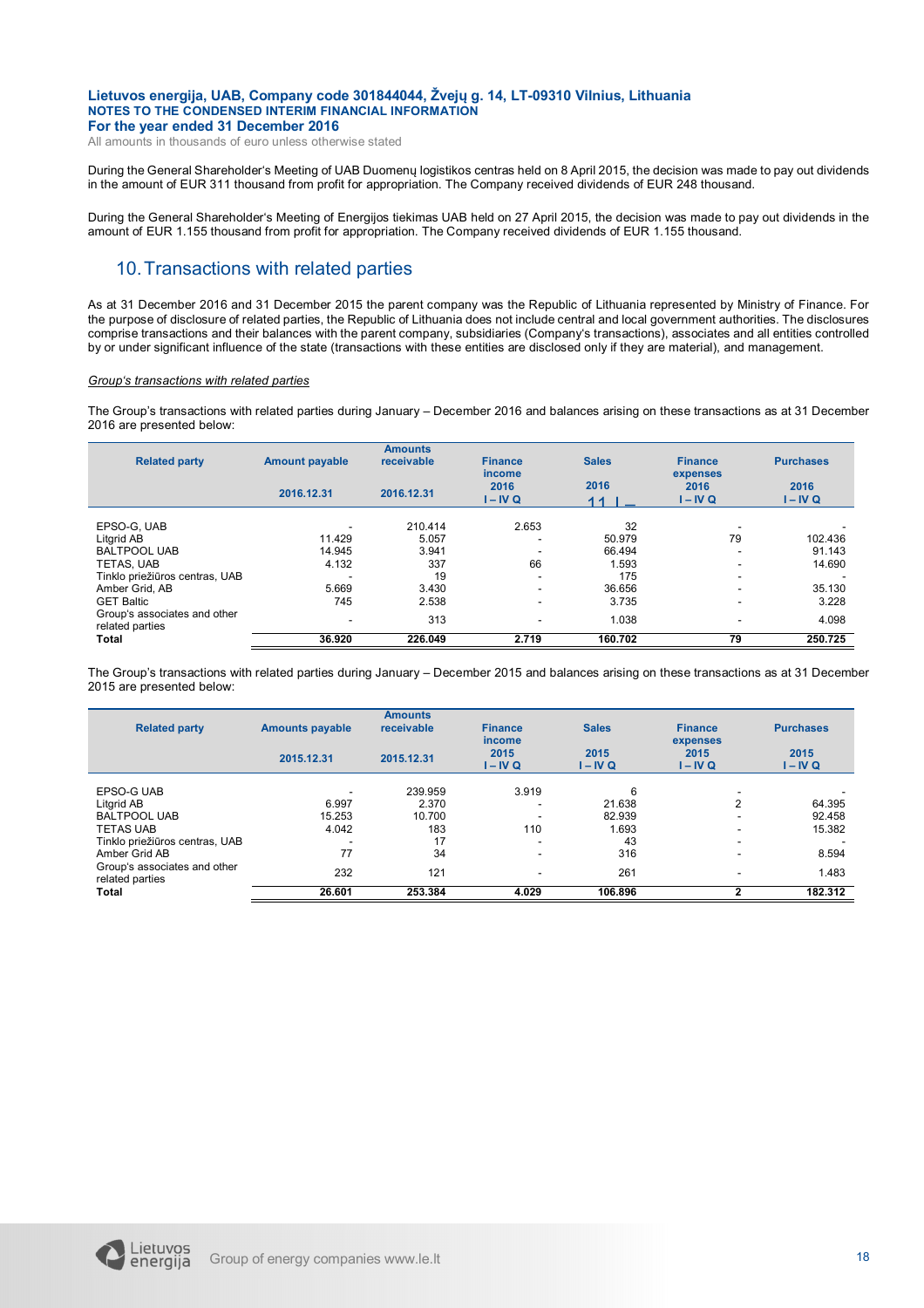During the General Shareholder's Meeting of UAB Duomenų logistikos centras held on 8 April 2015, the decision was made to pay out dividends in the amount of EUR 311 thousand from profit for appropriation. The Company received dividends of EUR 248 thousand.

During the General Shareholder's Meeting of Energijos tiekimas UAB held on 27 April 2015, the decision was made to pay out dividends in the amount of EUR 1.155 thousand from profit for appropriation. The Company received dividends of EUR 1.155 thousand.

## 10. Transactions with related parties

As at 31 December 2016 and 31 December 2015 the parent company was the Republic of Lithuania represented by Ministry of Finance. For the purpose of disclosure of related parties, the Republic of Lithuania does not include central and local government authorities. The disclosures comprise transactions and their balances with the parent company, subsidiaries (Company's transactions), associates and all entities controlled by or under significant influence of the state (transactions with these entities are disclosed only if they are material), and management.

*Group's transactions with related parties*

The Group's transactions with related parties during January – December 2016 and balances arising on these transactions as at 31 December 2016 are presented below:

| Related party | Amount payable 2016.12.31 | Amounts receivable 2016.12.31 | Finance income 2016 I – IV Q | Sales 2016 I – IV Q | Finance expenses 2016 I – IV Q | Purchases 2016 I – IV Q |
|---|---|---|---|---|---|---|
| EPSO-G, UAB | - | 210.414 | 2.653 | 32 | - | - |
| Litgrid AB | 11.429 | 5.057 | - | 50.979 | 79 | 102.436 |
| BALTPOOL UAB | 14.945 | 3.941 | - | 66.494 | - | 91.143 |
| TETAS, UAB | 4.132 | 337 | 66 | 1.593 | - | 14.690 |
| Tinklo priežiūros centras, UAB | - | 19 | - | 175 | - | - |
| Amber Grid, AB | 5.669 | 3.430 | - | 36.656 | - | 35.130 |
| GET Baltic | 745 | 2.538 | - | 3.735 | - | 3.228 |
| Group's associates and other related parties | - | 313 | - | 1.038 | - | 4.098 |
| **Total** | **36.920** | **226.049** | **2.719** | **160.702** | **79** | **250.725** |

The Group's transactions with related parties during January – December 2015 and balances arising on these transactions as at 31 December 2015 are presented below:

| Related party | Amounts payable 2015.12.31 | Amounts receivable 2015.12.31 | Finance income 2015 I – IV Q | Sales 2015 I – IV Q | Finance expenses 2015 I – IV Q | Purchases 2015 I – IV Q |
|---|---|---|---|---|---|---|
| EPSO-G UAB | - | 239.959 | 3.919 | 6 | - | - |
| Litgrid AB | 6.997 | 2.370 | - | 21.638 | 2 | 64.395 |
| BALTPOOL UAB | 15.253 | 10.700 | - | 82.939 | - | 92.458 |
| TETAS UAB | 4.042 | 183 | 110 | 1.693 | - | 15.382 |
| Tinklo priežiūros centras, UAB | - | 17 | - | 43 | - | - |
| Amber Grid AB | 77 | 34 | - | 316 | - | 8.594 |
| Group's associates and other related parties | 232 | 121 | - | 261 | - | 1.483 |
| **Total** | **26.601** | **253.384** | **4.029** | **106.896** | **2** | **182.312** |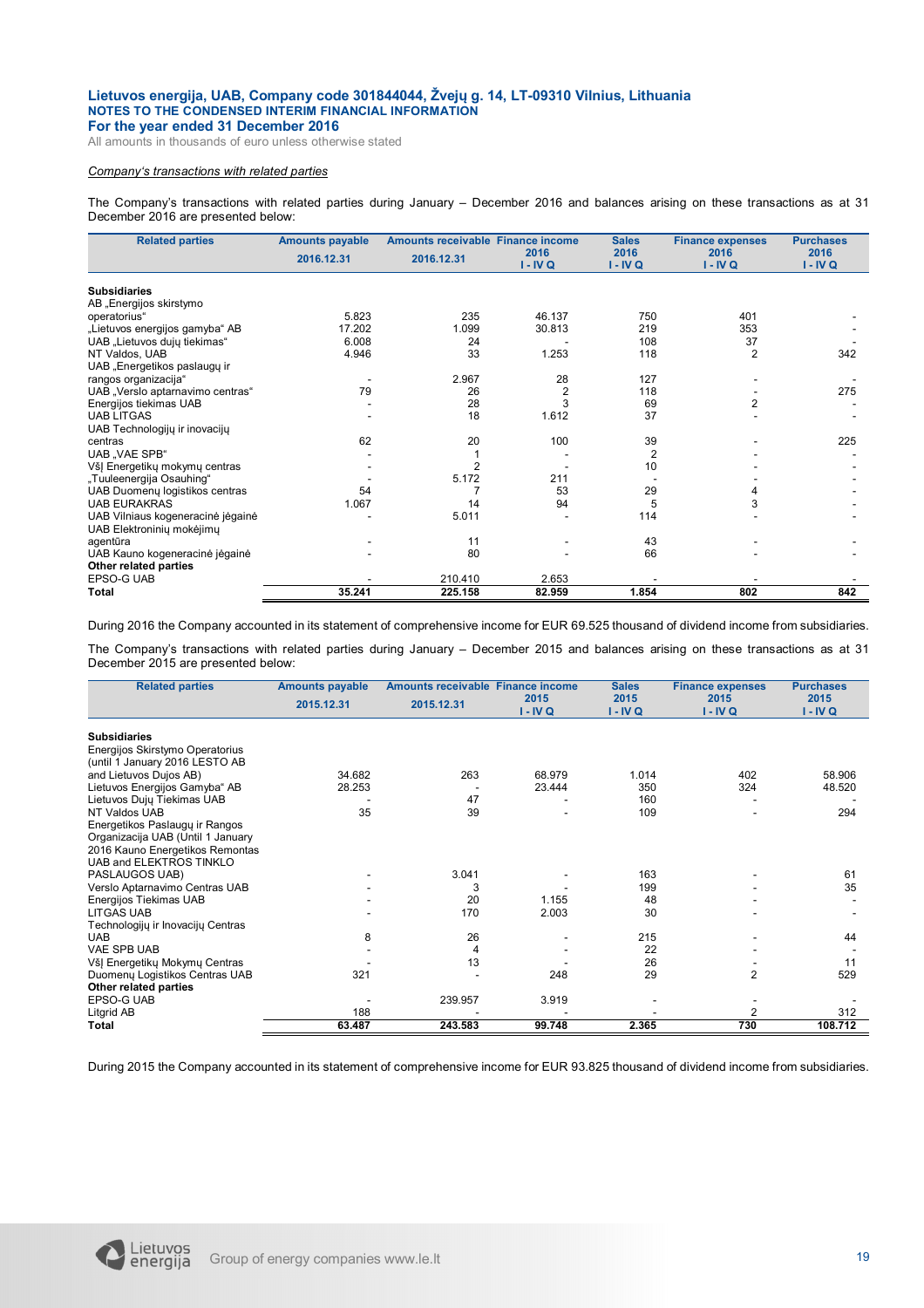**Lietuvos energija, UAB, Company code 301844044, Žvejų g. 14, LT-09310 Vilnius, Lithuania**
**NOTES TO THE CONDENSED INTERIM FINANCIAL INFORMATION**
**For the year ended 31 December 2016**
All amounts in thousands of euro unless otherwise stated

*Company's transactions with related parties*

The Company's transactions with related parties during January – December 2016 and balances arising on these transactions as at 31 December 2016 are presented below:

| Related parties | Amounts payable 2016.12.31 | Amounts receivable 2016.12.31 | Finance income 2016 I - IV Q | Sales 2016 I - IV Q | Finance expenses 2016 I - IV Q | Purchases 2016 I - IV Q |
|---|---|---|---|---|---|---|
| **Subsidiaries** | | | | | | |
| AB „Energijos skirstymo operatorius" | 5.823 | 235 | 46.137 | 750 | 401 | - |
| „Lietuvos energijos gamyba" AB | 17.202 | 1.099 | 30.813 | 219 | 353 | - |
| UAB „Lietuvos dujų tiekimas" | 6.008 | 24 | - | 108 | 37 | - |
| NT Valdos, UAB | 4.946 | 33 | 1.253 | 118 | 2 | 342 |
| UAB „Energetikos paslaugų ir rangos organizacija" | - | 2.967 | 28 | 127 | - | - |
| UAB „Verslo aptarnavimo centras" | 79 | 26 | 2 | 118 | - | 275 |
| Energijos tiekimas UAB | - | 28 | 3 | 69 | 2 | - |
| UAB LITGAS | - | 18 | 1.612 | 37 | - | - |
| UAB Technologijų ir inovacijų centras | 62 | 20 | 100 | 39 | - | 225 |
| UAB „VAE SPB" | - | 1 | - | 2 | - | - |
| VšĮ Energetikų mokymų centras | - | 2 | - | 10 | - | - |
| „Tuuleenergija Osauhing" | - | 5.172 | 211 | - | - | - |
| UAB Duomenų logistikos centras | 54 | 7 | 53 | 29 | 4 | - |
| UAB EURAKRAS | 1.067 | 14 | 94 | 5 | 3 | - |
| UAB Vilniaus kogeneracinė jėgainė | - | 5.011 | - | 114 | - | - |
| UAB Elektroninių mokėjimų agentūra | - | 11 | - | 43 | - | - |
| UAB Kauno kogeneracinė jėgainė | - | 80 | - | 66 | - | - |
| **Other related parties** | | | | | | |
| EPSO-G UAB | - | 210.410 | 2.653 | - | - | - |
| **Total** | **35.241** | **225.158** | **82.959** | **1.854** | **802** | **842** |

During 2016 the Company accounted in its statement of comprehensive income for EUR 69.525 thousand of dividend income from subsidiaries.

The Company's transactions with related parties during January – December 2015 and balances arising on these transactions as at 31 December 2015 are presented below:

| Related parties | Amounts payable 2015.12.31 | Amounts receivable 2015.12.31 | Finance income 2015 I - IV Q | Sales 2015 I - IV Q | Finance expenses 2015 I - IV Q | Purchases 2015 I - IV Q |
|---|---|---|---|---|---|---|
| **Subsidiaries** | | | | | | |
| Energijos Skirstymo Operatorius (until 1 January 2016 LESTO AB and Lietuvos Dujos AB) | 34.682 | 263 | 68.979 | 1.014 | 402 | 58.906 |
| Lietuvos Energijos Gamyba" AB | 28.253 | - | 23.444 | 350 | 324 | 48.520 |
| Lietuvos Dujų Tiekimas UAB | - | 47 | - | 160 | - | - |
| NT Valdos UAB | 35 | 39 | - | 109 | - | 294 |
| Energetikos Paslaugų ir Rangos Organizacija UAB (Until 1 January 2016 Kauno Energetikos Remontas UAB and ELEKTROS TINKLO PASLAUGOS UAB) | - | 3.041 | - | 163 | - | 61 |
| Verslo Aptarnavimo Centras UAB | - | 3 | - | 199 | - | 35 |
| Energijos Tiekimas UAB | - | 20 | 1.155 | 48 | - | - |
| LITGAS UAB | - | 170 | 2.003 | 30 | - | - |
| Technologijų ir Inovacijų Centras UAB | 8 | 26 | - | 215 | - | 44 |
| VAE SPB UAB | - | 4 | - | 22 | - | - |
| VšĮ Energetikų Mokymų Centras | - | 13 | - | 26 | - | 11 |
| Duomenų Logistikos Centras UAB | 321 | - | 248 | 29 | 2 | 529 |
| **Other related parties** | | | | | | |
| EPSO-G UAB | - | 239.957 | 3.919 | - | - | - |
| Litgrid AB | 188 | - | - | - | 2 | 312 |
| **Total** | **63.487** | **243.583** | **99.748** | **2.365** | **730** | **108.712** |

During 2015 the Company accounted in its statement of comprehensive income for EUR 93.825 thousand of dividend income from subsidiaries.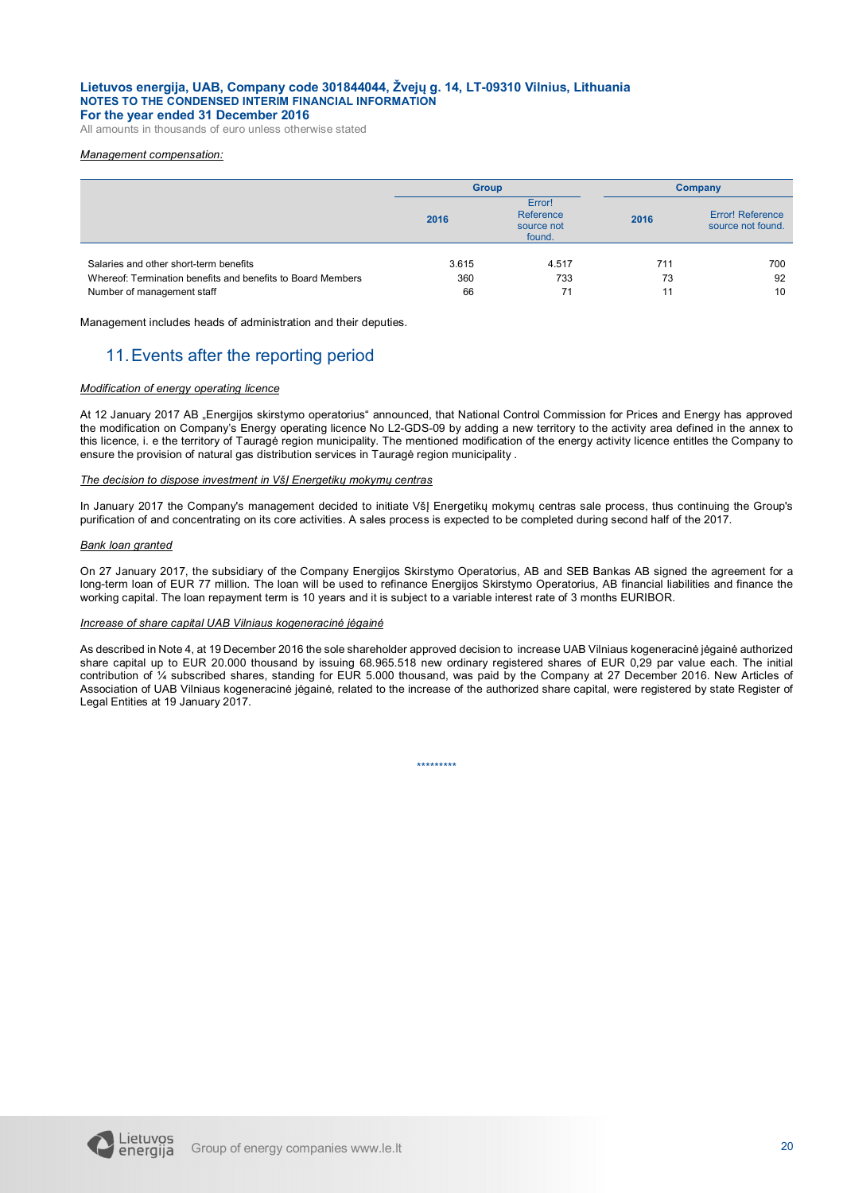*Management compensation:*

| | Group | | Company | |
|---|---|---|---|---|
| | 2016 | Error! Reference source not found. | 2016 | Error! Reference source not found. |
| Salaries and other short-term benefits | 3.615 | 4.517 | 711 | 700 |
| Whereof: Termination benefits and benefits to Board Members | 360 | 733 | 73 | 92 |
| Number of management staff | 66 | 71 | 11 | 10 |

Management includes heads of administration and their deputies.

## 11. Events after the reporting period

*Modification of energy operating licence*

At 12 January 2017 AB „Energijos skirstymo operatorius" announced, that National Control Commission for Prices and Energy has approved the modification on Company's Energy operating licence No L2-GDS-09 by adding a new territory to the activity area defined in the annex to this licence, i. e the territory of Tauragė region municipality. The mentioned modification of the energy activity licence entitles the Company to ensure the provision of natural gas distribution services in Tauragė region municipality .

*The decision to dispose investment in VšĮ Energetikų mokymų centras*

In January 2017 the Company's management decided to initiate VšĮ Energetikų mokymų centras sale process, thus continuing the Group's purification of and concentrating on its core activities. A sales process is expected to be completed during second half of the 2017.

*Bank loan granted*

On 27 January 2017, the subsidiary of the Company Energijos Skirstymo Operatorius, AB and SEB Bankas AB signed the agreement for a long-term loan of EUR 77 million. The loan will be used to refinance Energijos Skirstymo Operatorius, AB financial liabilities and finance the working capital. The loan repayment term is 10 years and it is subject to a variable interest rate of 3 months EURIBOR.

*Increase of share capital UAB Vilniaus kogeneracinė jėgainė*

As described in Note 4, at 19 December 2016 the sole shareholder approved decision to increase UAB Vilniaus kogeneracinė jėgainė authorized share capital up to EUR 20.000 thousand by issuing 68.965.518 new ordinary registered shares of EUR 0,29 par value each. The initial contribution of ¼ subscribed shares, standing for EUR 5.000 thousand, was paid by the Company at 27 December 2016. New Articles of Association of UAB Vilniaus kogeneracinė jėgainė, related to the increase of the authorized share capital, were registered by state Register of Legal Entities at 19 January 2017.

*********